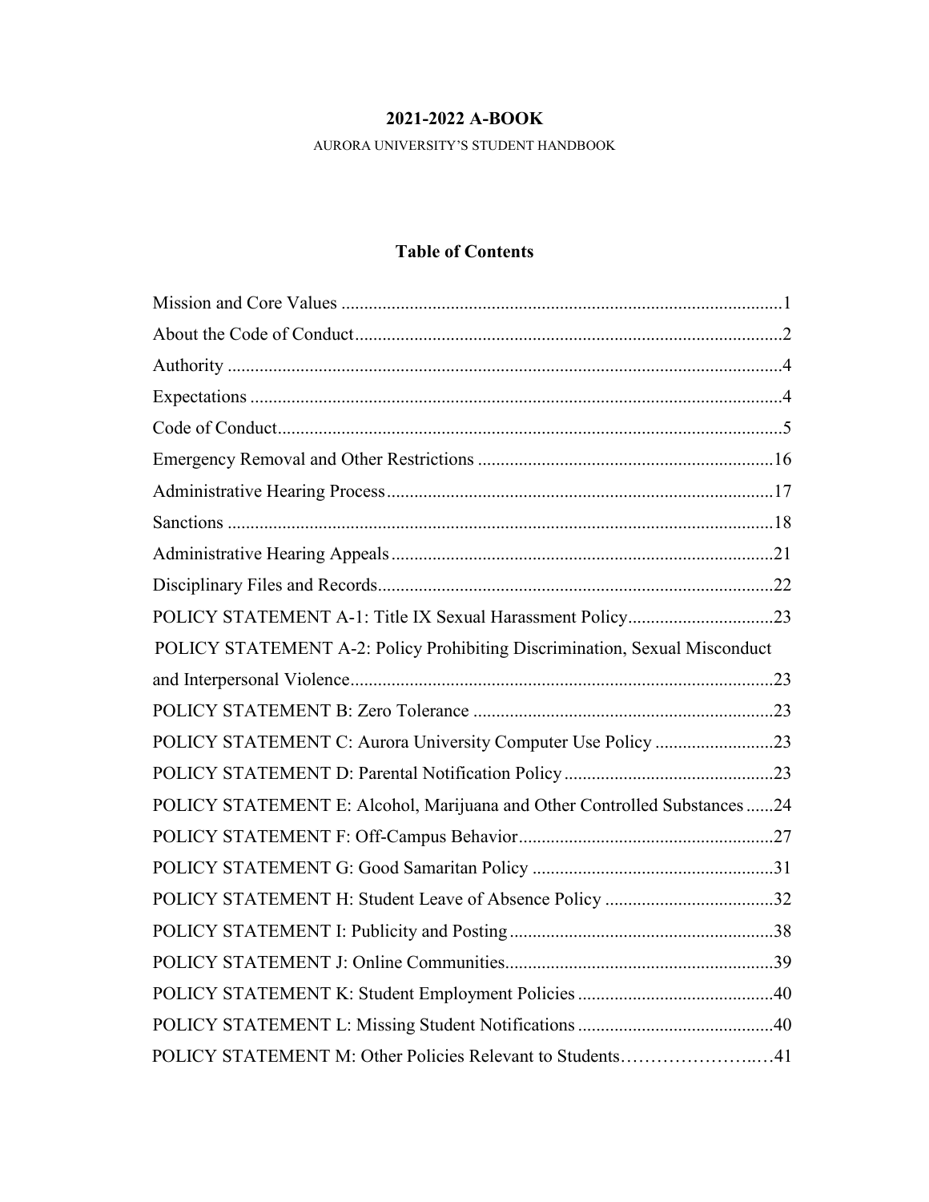# 2021-2022 A-BOOK

AURORA UNIVERSITY'S STUDENT HANDBOOK

## Table of Contents

Mission and Core Values ....................................................................................1

About the Code of Conduct..................................................................................2

Authority .............................................................................................................4

Expectations ........................................................................................................4

Code of Conduct...................................................................................................5

Emergency Removal and Other Restrictions .....................................................16

Administrative Hearing Process.........................................................................17

Sanctions ...........................................................................................................18

Administrative Hearing Appeals........................................................................21

Disciplinary Files and Records...........................................................................22

POLICY STATEMENT A-1: Title IX Sexual Harassment Policy.......................23

POLICY STATEMENT A-2: Policy Prohibiting Discrimination, Sexual Misconduct and Interpersonal Violence...........................................................................23

POLICY STATEMENT B: Zero Tolerance ........................................................23

POLICY STATEMENT C: Aurora University Computer Use Policy ................23

POLICY STATEMENT D: Parental Notification Policy....................................23

POLICY STATEMENT E: Alcohol, Marijuana and Other Controlled Substances......24

POLICY STATEMENT F: Off-Campus Behavior..............................................27

POLICY STATEMENT G: Good Samaritan Policy ...........................................31

POLICY STATEMENT H: Student Leave of Absence Policy ...........................32

POLICY STATEMENT I: Publicity and Posting................................................38

POLICY STATEMENT J: Online Communities.................................................39

POLICY STATEMENT K: Student Employment Policies .................................40

POLICY STATEMENT L: Missing Student Notifications .................................40

POLICY STATEMENT M: Other Policies Relevant to Students…………………..…41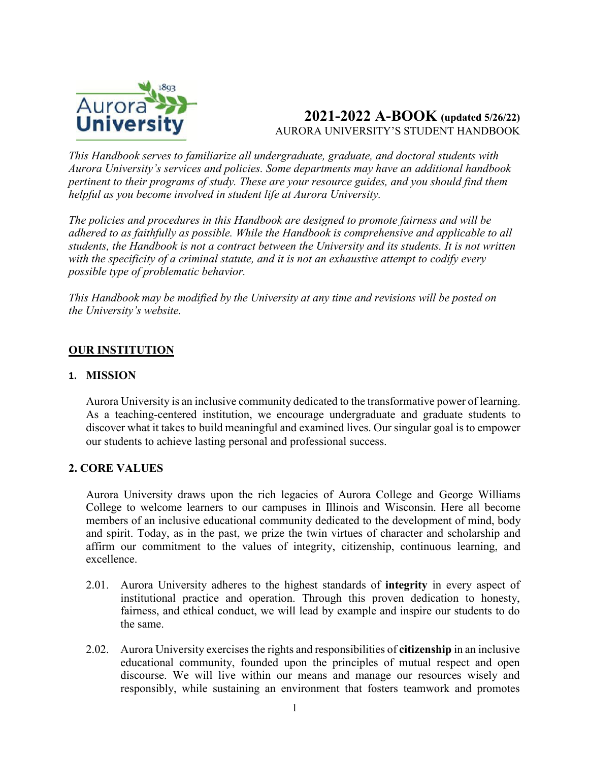# 2021-2022 A-BOOK (updated 5/26/22)

AURORA UNIVERSITY'S STUDENT HANDBOOK

*This Handbook serves to familiarize all undergraduate, graduate, and doctoral students with Aurora University's services and policies. Some departments may have an additional handbook pertinent to their programs of study. These are your resource guides, and you should find them helpful as you become involved in student life at Aurora University.*

*The policies and procedures in this Handbook are designed to promote fairness and will be adhered to as faithfully as possible. While the Handbook is comprehensive and applicable to all students, the Handbook is not a contract between the University and its students. It is not written with the specificity of a criminal statute, and it is not an exhaustive attempt to codify every possible type of problematic behavior.*

*This Handbook may be modified by the University at any time and revisions will be posted on the University's website.*

## OUR INSTITUTION

### 1. MISSION

Aurora University is an inclusive community dedicated to the transformative power of learning. As a teaching-centered institution, we encourage undergraduate and graduate students to discover what it takes to build meaningful and examined lives. Our singular goal is to empower our students to achieve lasting personal and professional success.

### 2. CORE VALUES

Aurora University draws upon the rich legacies of Aurora College and George Williams College to welcome learners to our campuses in Illinois and Wisconsin. Here all become members of an inclusive educational community dedicated to the development of mind, body and spirit. Today, as in the past, we prize the twin virtues of character and scholarship and affirm our commitment to the values of integrity, citizenship, continuous learning, and excellence.

2.01. Aurora University adheres to the highest standards of **integrity** in every aspect of institutional practice and operation. Through this proven dedication to honesty, fairness, and ethical conduct, we will lead by example and inspire our students to do the same.

2.02. Aurora University exercises the rights and responsibilities of **citizenship** in an inclusive educational community, founded upon the principles of mutual respect and open discourse. We will live within our means and manage our resources wisely and responsibly, while sustaining an environment that fosters teamwork and promotes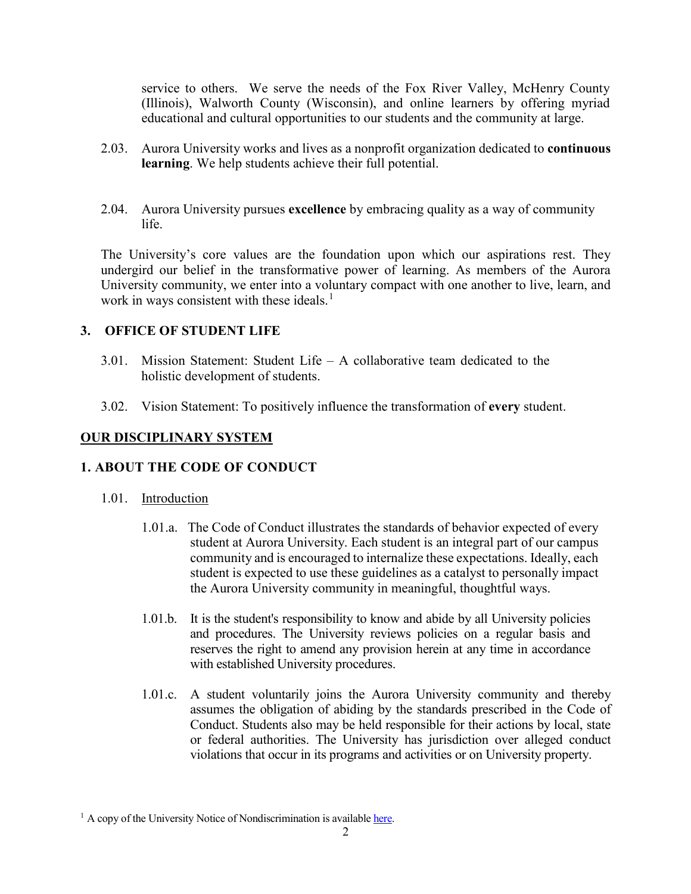service to others. We serve the needs of the Fox River Valley, McHenry County (Illinois), Walworth County (Wisconsin), and online learners by offering myriad educational and cultural opportunities to our students and the community at large.

2.03. Aurora University works and lives as a nonprofit organization dedicated to **continuous learning**. We help students achieve their full potential.

2.04. Aurora University pursues **excellence** by embracing quality as a way of community life.

The University's core values are the foundation upon which our aspirations rest. They undergird our belief in the transformative power of learning. As members of the Aurora University community, we enter into a voluntary compact with one another to live, learn, and work in ways consistent with these ideals.[1]

## 3. OFFICE OF STUDENT LIFE

3.01. Mission Statement: Student Life – A collaborative team dedicated to the holistic development of students.

3.02. Vision Statement: To positively influence the transformation of **every** student.

## OUR DISCIPLINARY SYSTEM

## 1. ABOUT THE CODE OF CONDUCT

### 1.01. Introduction

1.01.a. The Code of Conduct illustrates the standards of behavior expected of every student at Aurora University. Each student is an integral part of our campus community and is encouraged to internalize these expectations. Ideally, each student is expected to use these guidelines as a catalyst to personally impact the Aurora University community in meaningful, thoughtful ways.

1.01.b. It is the student's responsibility to know and abide by all University policies and procedures. The University reviews policies on a regular basis and reserves the right to amend any provision herein at any time in accordance with established University procedures.

1.01.c. A student voluntarily joins the Aurora University community and thereby assumes the obligation of abiding by the standards prescribed in the Code of Conduct. Students also may be held responsible for their actions by local, state or federal authorities. The University has jurisdiction over alleged conduct violations that occur in its programs and activities or on University property.

---

[1] A copy of the University Notice of Nondiscrimination is available here.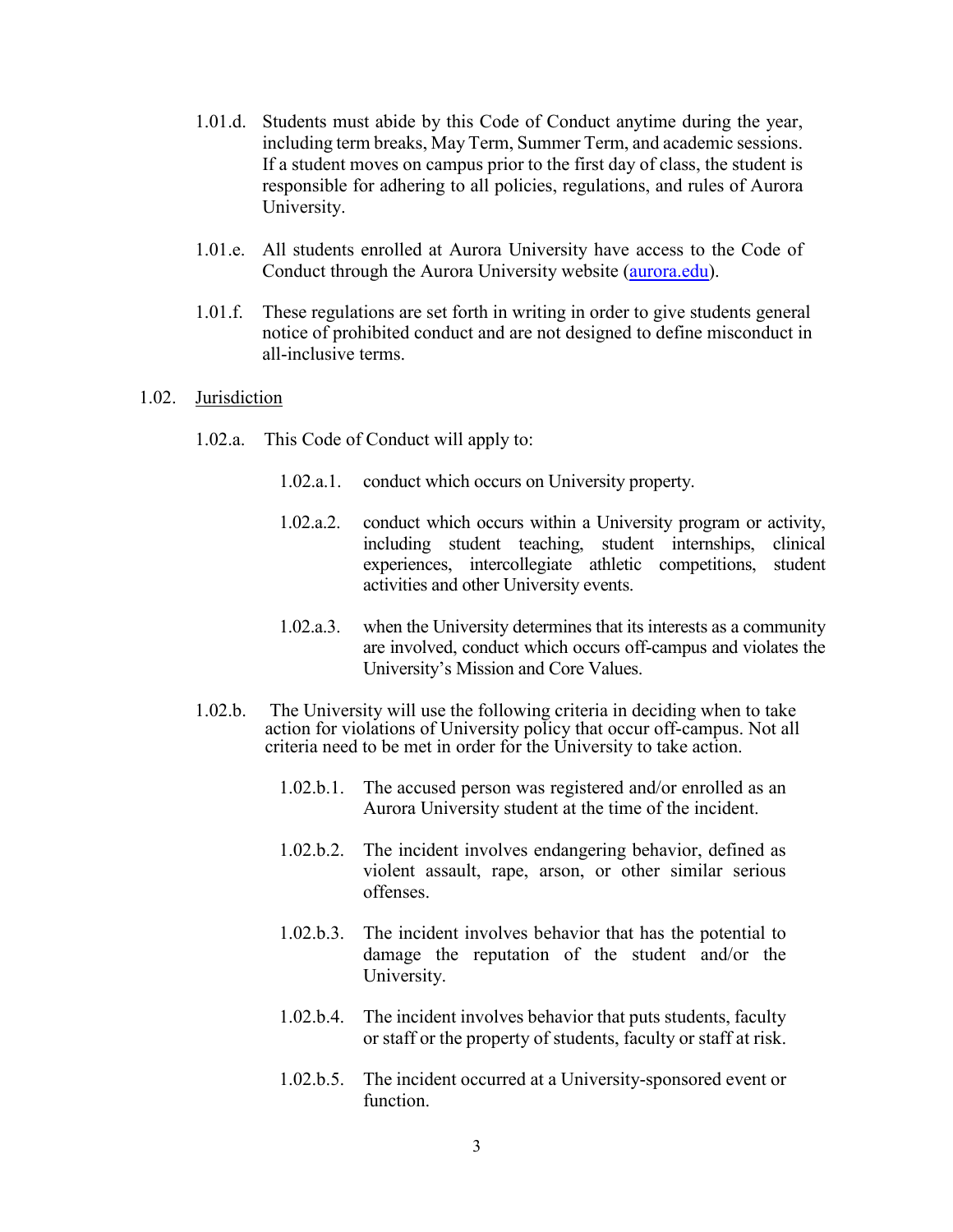1.01.d. Students must abide by this Code of Conduct anytime during the year, including term breaks, May Term, Summer Term, and academic sessions. If a student moves on campus prior to the first day of class, the student is responsible for adhering to all policies, regulations, and rules of Aurora University.

1.01.e. All students enrolled at Aurora University have access to the Code of Conduct through the Aurora University website ([aurora.edu](aurora.edu)).

1.01.f. These regulations are set forth in writing in order to give students general notice of prohibited conduct and are not designed to define misconduct in all-inclusive terms.

1.02. Jurisdiction

1.02.a. This Code of Conduct will apply to:

1.02.a.1. conduct which occurs on University property.

1.02.a.2. conduct which occurs within a University program or activity, including student teaching, student internships, clinical experiences, intercollegiate athletic competitions, student activities and other University events.

1.02.a.3. when the University determines that its interests as a community are involved, conduct which occurs off-campus and violates the University's Mission and Core Values.

1.02.b. The University will use the following criteria in deciding when to take action for violations of University policy that occur off-campus. Not all criteria need to be met in order for the University to take action.

1.02.b.1. The accused person was registered and/or enrolled as an Aurora University student at the time of the incident.

1.02.b.2. The incident involves endangering behavior, defined as violent assault, rape, arson, or other similar serious offenses.

1.02.b.3. The incident involves behavior that has the potential to damage the reputation of the student and/or the University.

1.02.b.4. The incident involves behavior that puts students, faculty or staff or the property of students, faculty or staff at risk.

1.02.b.5. The incident occurred at a University-sponsored event or function.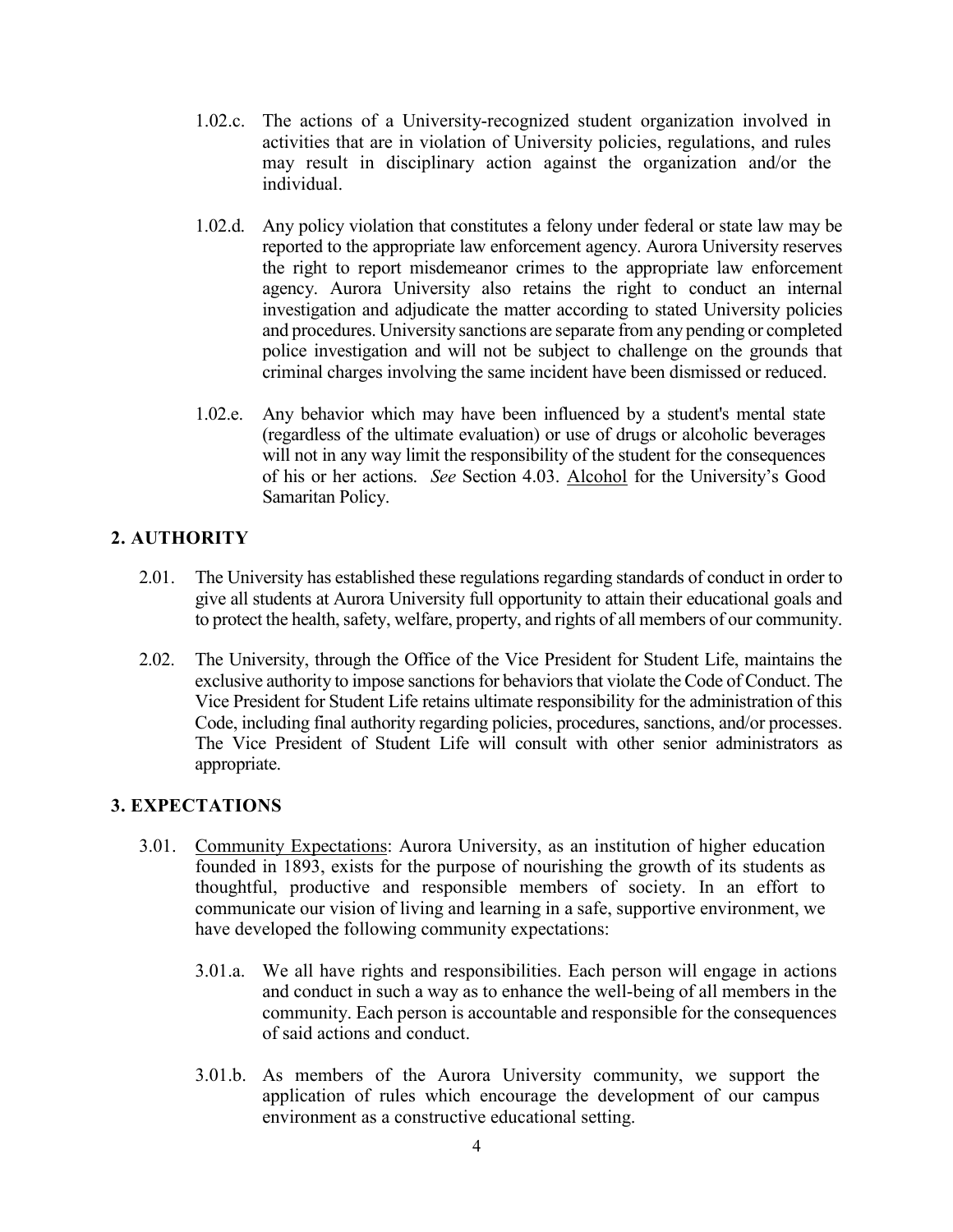1.02.c. The actions of a University-recognized student organization involved in activities that are in violation of University policies, regulations, and rules may result in disciplinary action against the organization and/or the individual.

1.02.d. Any policy violation that constitutes a felony under federal or state law may be reported to the appropriate law enforcement agency. Aurora University reserves the right to report misdemeanor crimes to the appropriate law enforcement agency. Aurora University also retains the right to conduct an internal investigation and adjudicate the matter according to stated University policies and procedures. University sanctions are separate from any pending or completed police investigation and will not be subject to challenge on the grounds that criminal charges involving the same incident have been dismissed or reduced.

1.02.e. Any behavior which may have been influenced by a student's mental state (regardless of the ultimate evaluation) or use of drugs or alcoholic beverages will not in any way limit the responsibility of the student for the consequences of his or her actions. *See* Section 4.03. Alcohol for the University's Good Samaritan Policy.

## 2. AUTHORITY

2.01. The University has established these regulations regarding standards of conduct in order to give all students at Aurora University full opportunity to attain their educational goals and to protect the health, safety, welfare, property, and rights of all members of our community.

2.02. The University, through the Office of the Vice President for Student Life, maintains the exclusive authority to impose sanctions for behaviors that violate the Code of Conduct. The Vice President for Student Life retains ultimate responsibility for the administration of this Code, including final authority regarding policies, procedures, sanctions, and/or processes. The Vice President of Student Life will consult with other senior administrators as appropriate.

## 3. EXPECTATIONS

3.01. Community Expectations: Aurora University, as an institution of higher education founded in 1893, exists for the purpose of nourishing the growth of its students as thoughtful, productive and responsible members of society. In an effort to communicate our vision of living and learning in a safe, supportive environment, we have developed the following community expectations:

3.01.a. We all have rights and responsibilities. Each person will engage in actions and conduct in such a way as to enhance the well-being of all members in the community. Each person is accountable and responsible for the consequences of said actions and conduct.

3.01.b. As members of the Aurora University community, we support the application of rules which encourage the development of our campus environment as a constructive educational setting.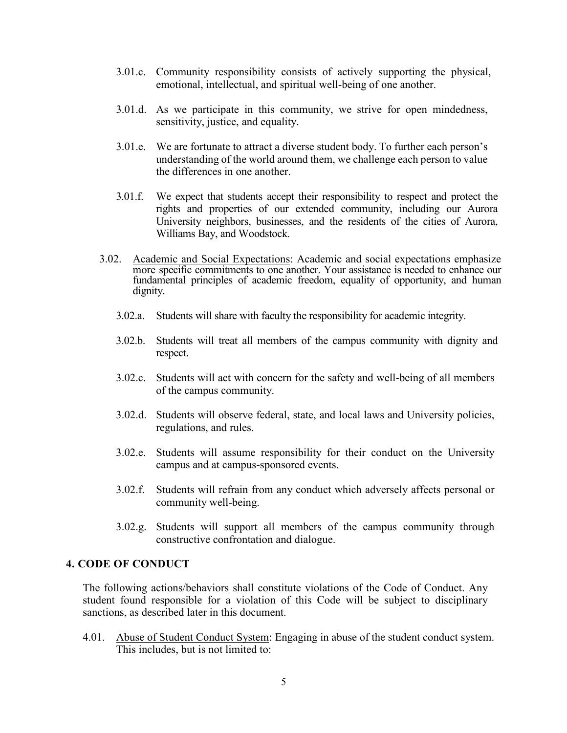3.01.c. Community responsibility consists of actively supporting the physical, emotional, intellectual, and spiritual well-being of one another.

3.01.d. As we participate in this community, we strive for open mindedness, sensitivity, justice, and equality.

3.01.e. We are fortunate to attract a diverse student body. To further each person's understanding of the world around them, we challenge each person to value the differences in one another.

3.01.f. We expect that students accept their responsibility to respect and protect the rights and properties of our extended community, including our Aurora University neighbors, businesses, and the residents of the cities of Aurora, Williams Bay, and Woodstock.

3.02. Academic and Social Expectations: Academic and social expectations emphasize more specific commitments to one another. Your assistance is needed to enhance our fundamental principles of academic freedom, equality of opportunity, and human dignity.

3.02.a. Students will share with faculty the responsibility for academic integrity.

3.02.b. Students will treat all members of the campus community with dignity and respect.

3.02.c. Students will act with concern for the safety and well-being of all members of the campus community.

3.02.d. Students will observe federal, state, and local laws and University policies, regulations, and rules.

3.02.e. Students will assume responsibility for their conduct on the University campus and at campus-sponsored events.

3.02.f. Students will refrain from any conduct which adversely affects personal or community well-being.

3.02.g. Students will support all members of the campus community through constructive confrontation and dialogue.

## 4. CODE OF CONDUCT

The following actions/behaviors shall constitute violations of the Code of Conduct. Any student found responsible for a violation of this Code will be subject to disciplinary sanctions, as described later in this document.

4.01. Abuse of Student Conduct System: Engaging in abuse of the student conduct system. This includes, but is not limited to: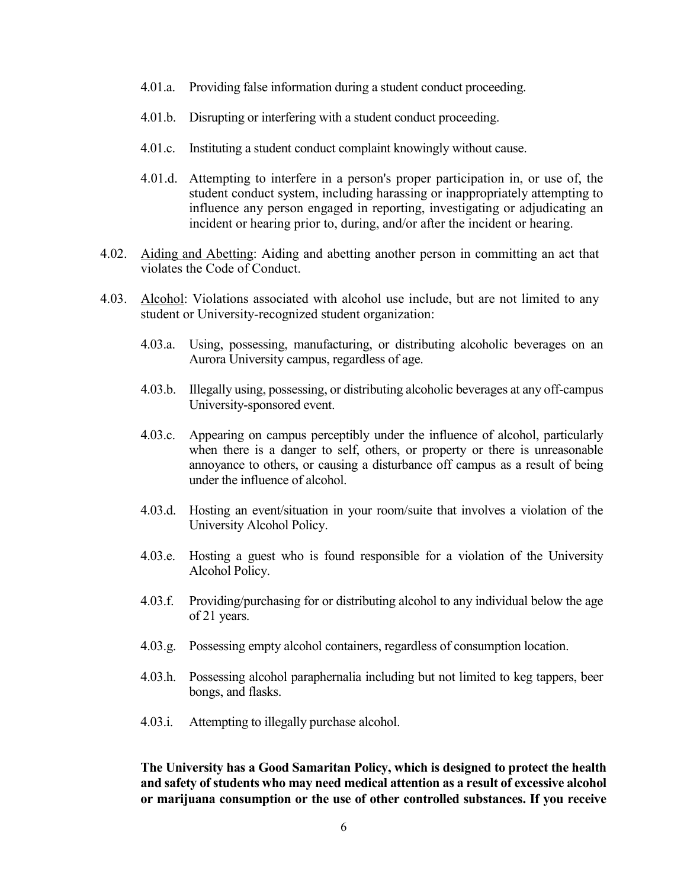4.01.a. Providing false information during a student conduct proceeding.

4.01.b. Disrupting or interfering with a student conduct proceeding.

4.01.c. Instituting a student conduct complaint knowingly without cause.

4.01.d. Attempting to interfere in a person's proper participation in, or use of, the student conduct system, including harassing or inappropriately attempting to influence any person engaged in reporting, investigating or adjudicating an incident or hearing prior to, during, and/or after the incident or hearing.

4.02. Aiding and Abetting: Aiding and abetting another person in committing an act that violates the Code of Conduct.

4.03. Alcohol: Violations associated with alcohol use include, but are not limited to any student or University-recognized student organization:

4.03.a. Using, possessing, manufacturing, or distributing alcoholic beverages on an Aurora University campus, regardless of age.

4.03.b. Illegally using, possessing, or distributing alcoholic beverages at any off-campus University-sponsored event.

4.03.c. Appearing on campus perceptibly under the influence of alcohol, particularly when there is a danger to self, others, or property or there is unreasonable annoyance to others, or causing a disturbance off campus as a result of being under the influence of alcohol.

4.03.d. Hosting an event/situation in your room/suite that involves a violation of the University Alcohol Policy.

4.03.e. Hosting a guest who is found responsible for a violation of the University Alcohol Policy.

4.03.f. Providing/purchasing for or distributing alcohol to any individual below the age of 21 years.

4.03.g. Possessing empty alcohol containers, regardless of consumption location.

4.03.h. Possessing alcohol paraphernalia including but not limited to keg tappers, beer bongs, and flasks.

4.03.i. Attempting to illegally purchase alcohol.

**The University has a Good Samaritan Policy, which is designed to protect the health and safety of students who may need medical attention as a result of excessive alcohol or marijuana consumption or the use of other controlled substances. If you receive**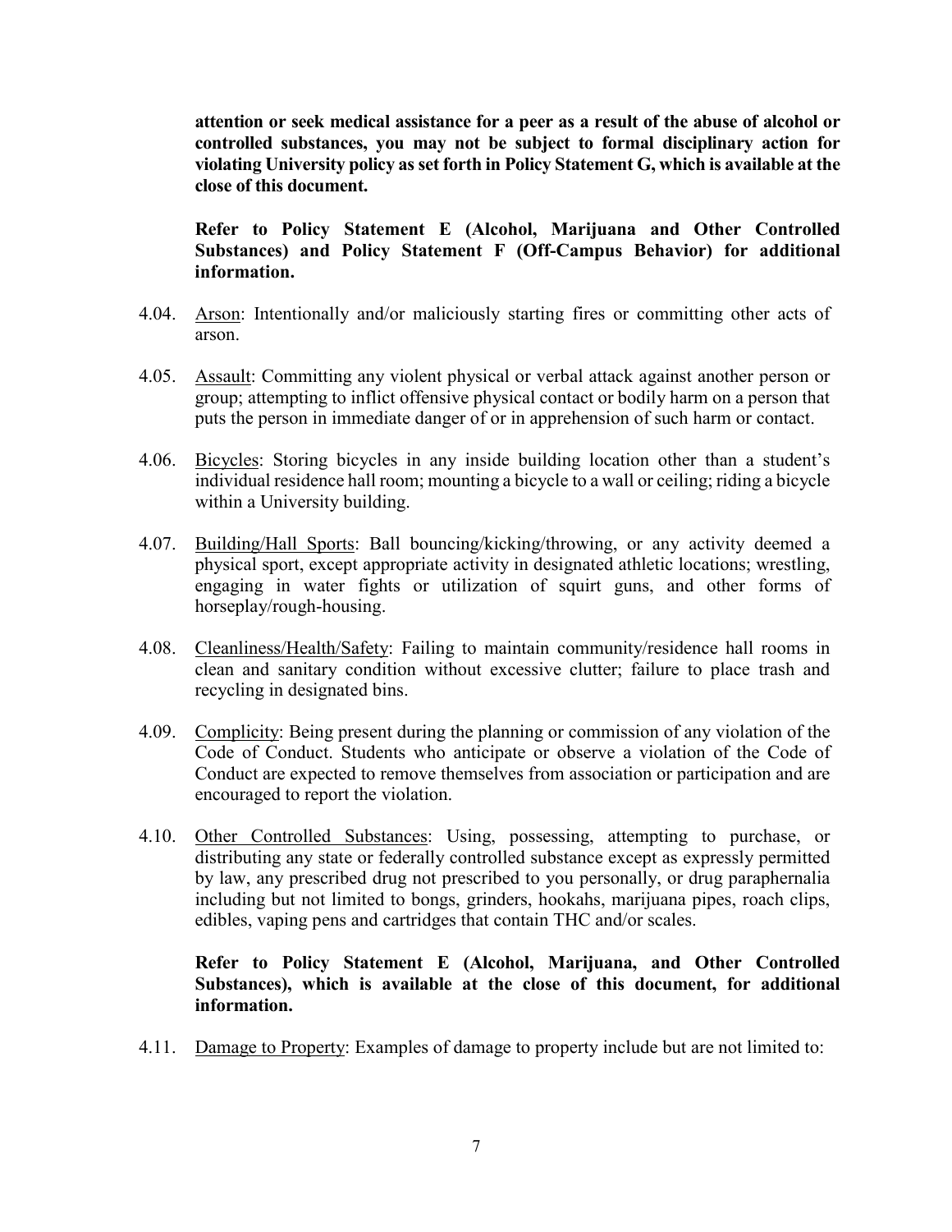**attention or seek medical assistance for a peer as a result of the abuse of alcohol or controlled substances, you may not be subject to formal disciplinary action for violating University policy as set forth in Policy Statement G, which is available at the close of this document.**

**Refer to Policy Statement E (Alcohol, Marijuana and Other Controlled Substances) and Policy Statement F (Off-Campus Behavior) for additional information.**

4.04. Arson: Intentionally and/or maliciously starting fires or committing other acts of arson.

4.05. Assault: Committing any violent physical or verbal attack against another person or group; attempting to inflict offensive physical contact or bodily harm on a person that puts the person in immediate danger of or in apprehension of such harm or contact.

4.06. Bicycles: Storing bicycles in any inside building location other than a student's individual residence hall room; mounting a bicycle to a wall or ceiling; riding a bicycle within a University building.

4.07. Building/Hall Sports: Ball bouncing/kicking/throwing, or any activity deemed a physical sport, except appropriate activity in designated athletic locations; wrestling, engaging in water fights or utilization of squirt guns, and other forms of horseplay/rough-housing.

4.08. Cleanliness/Health/Safety: Failing to maintain community/residence hall rooms in clean and sanitary condition without excessive clutter; failure to place trash and recycling in designated bins.

4.09. Complicity: Being present during the planning or commission of any violation of the Code of Conduct. Students who anticipate or observe a violation of the Code of Conduct are expected to remove themselves from association or participation and are encouraged to report the violation.

4.10. Other Controlled Substances: Using, possessing, attempting to purchase, or distributing any state or federally controlled substance except as expressly permitted by law, any prescribed drug not prescribed to you personally, or drug paraphernalia including but not limited to bongs, grinders, hookahs, marijuana pipes, roach clips, edibles, vaping pens and cartridges that contain THC and/or scales.

**Refer to Policy Statement E (Alcohol, Marijuana, and Other Controlled Substances), which is available at the close of this document, for additional information.**

4.11. Damage to Property: Examples of damage to property include but are not limited to: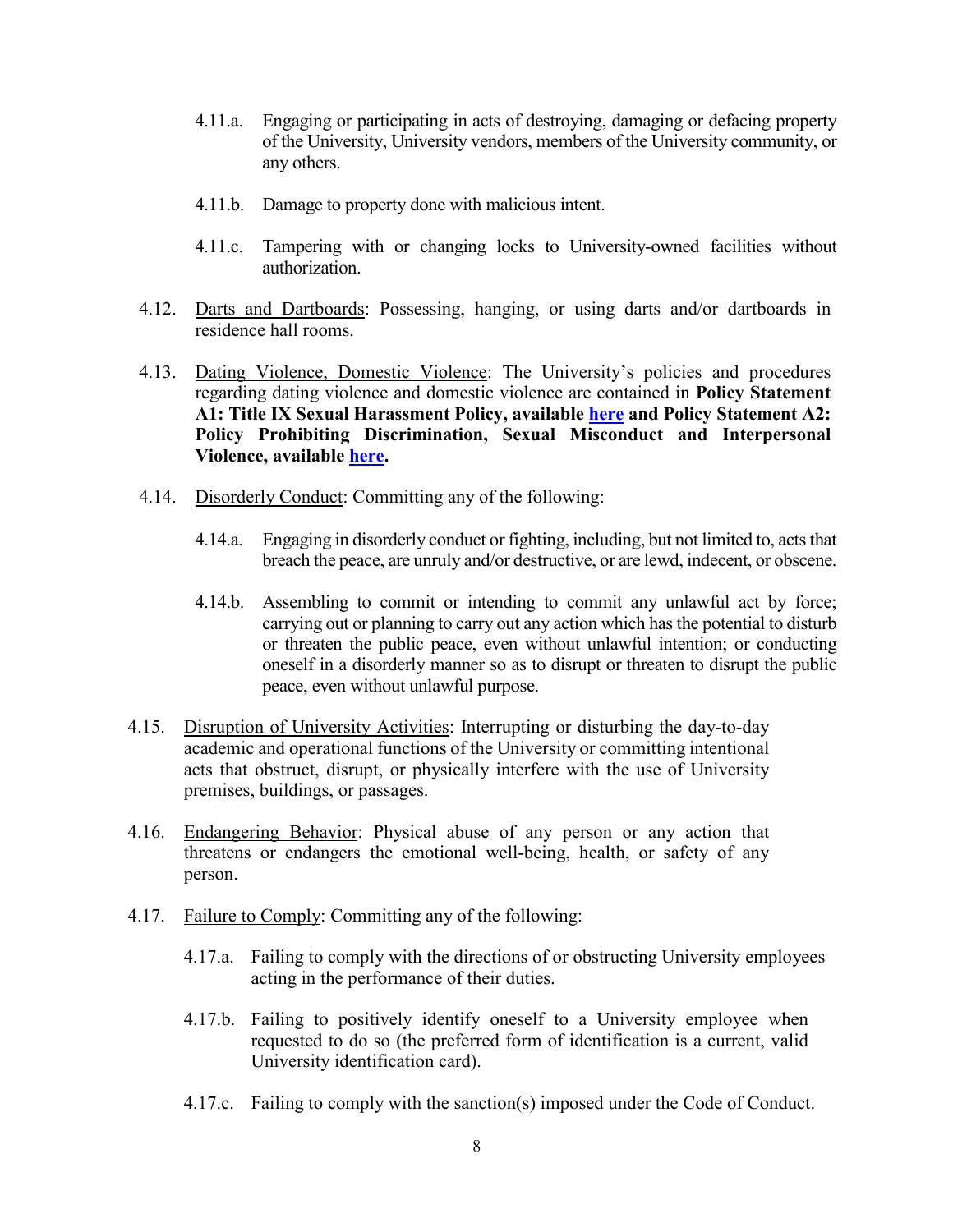4.11.a. Engaging or participating in acts of destroying, damaging or defacing property of the University, University vendors, members of the University community, or any others.

4.11.b. Damage to property done with malicious intent.

4.11.c. Tampering with or changing locks to University-owned facilities without authorization.

4.12. <u>Darts and Dartboards</u>: Possessing, hanging, or using darts and/or dartboards in residence hall rooms.

4.13. <u>Dating Violence, Domestic Violence</u>: The University's policies and procedures regarding dating violence and domestic violence are contained in **Policy Statement A1: Title IX Sexual Harassment Policy, available [here](here) and Policy Statement A2: Policy Prohibiting Discrimination, Sexual Misconduct and Interpersonal Violence, available [here](here).**

4.14. <u>Disorderly Conduct</u>: Committing any of the following:

4.14.a. Engaging in disorderly conduct or fighting, including, but not limited to, acts that breach the peace, are unruly and/or destructive, or are lewd, indecent, or obscene.

4.14.b. Assembling to commit or intending to commit any unlawful act by force; carrying out or planning to carry out any action which has the potential to disturb or threaten the public peace, even without unlawful intention; or conducting oneself in a disorderly manner so as to disrupt or threaten to disrupt the public peace, even without unlawful purpose.

4.15. <u>Disruption of University Activities</u>: Interrupting or disturbing the day-to-day academic and operational functions of the University or committing intentional acts that obstruct, disrupt, or physically interfere with the use of University premises, buildings, or passages.

4.16. <u>Endangering Behavior</u>: Physical abuse of any person or any action that threatens or endangers the emotional well-being, health, or safety of any person.

4.17. <u>Failure to Comply</u>: Committing any of the following:

4.17.a. Failing to comply with the directions of or obstructing University employees acting in the performance of their duties.

4.17.b. Failing to positively identify oneself to a University employee when requested to do so (the preferred form of identification is a current, valid University identification card).

4.17.c. Failing to comply with the sanction(s) imposed under the Code of Conduct.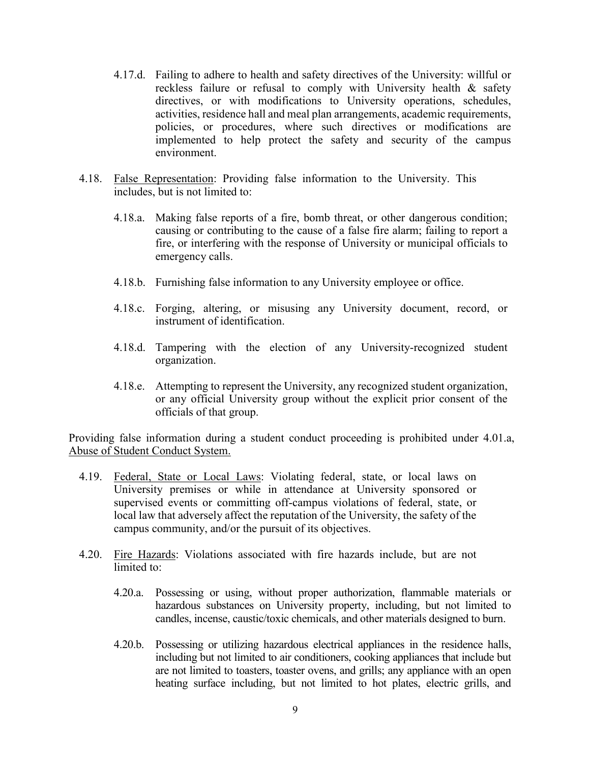4.17.d. Failing to adhere to health and safety directives of the University: willful or reckless failure or refusal to comply with University health & safety directives, or with modifications to University operations, schedules, activities, residence hall and meal plan arrangements, academic requirements, policies, or procedures, where such directives or modifications are implemented to help protect the safety and security of the campus environment.

4.18. <u>False Representation</u>: Providing false information to the University. This includes, but is not limited to:

4.18.a. Making false reports of a fire, bomb threat, or other dangerous condition; causing or contributing to the cause of a false fire alarm; failing to report a fire, or interfering with the response of University or municipal officials to emergency calls.

4.18.b. Furnishing false information to any University employee or office.

4.18.c. Forging, altering, or misusing any University document, record, or instrument of identification.

4.18.d. Tampering with the election of any University-recognized student organization.

4.18.e. Attempting to represent the University, any recognized student organization, or any official University group without the explicit prior consent of the officials of that group.

Providing false information during a student conduct proceeding is prohibited under 4.01.a, <u>Abuse of Student Conduct System.</u>

4.19. <u>Federal, State or Local Laws</u>: Violating federal, state, or local laws on University premises or while in attendance at University sponsored or supervised events or committing off-campus violations of federal, state, or local law that adversely affect the reputation of the University, the safety of the campus community, and/or the pursuit of its objectives.

4.20. <u>Fire Hazards</u>: Violations associated with fire hazards include, but are not limited to:

4.20.a. Possessing or using, without proper authorization, flammable materials or hazardous substances on University property, including, but not limited to candles, incense, caustic/toxic chemicals, and other materials designed to burn.

4.20.b. Possessing or utilizing hazardous electrical appliances in the residence halls, including but not limited to air conditioners, cooking appliances that include but are not limited to toasters, toaster ovens, and grills; any appliance with an open heating surface including, but not limited to hot plates, electric grills, and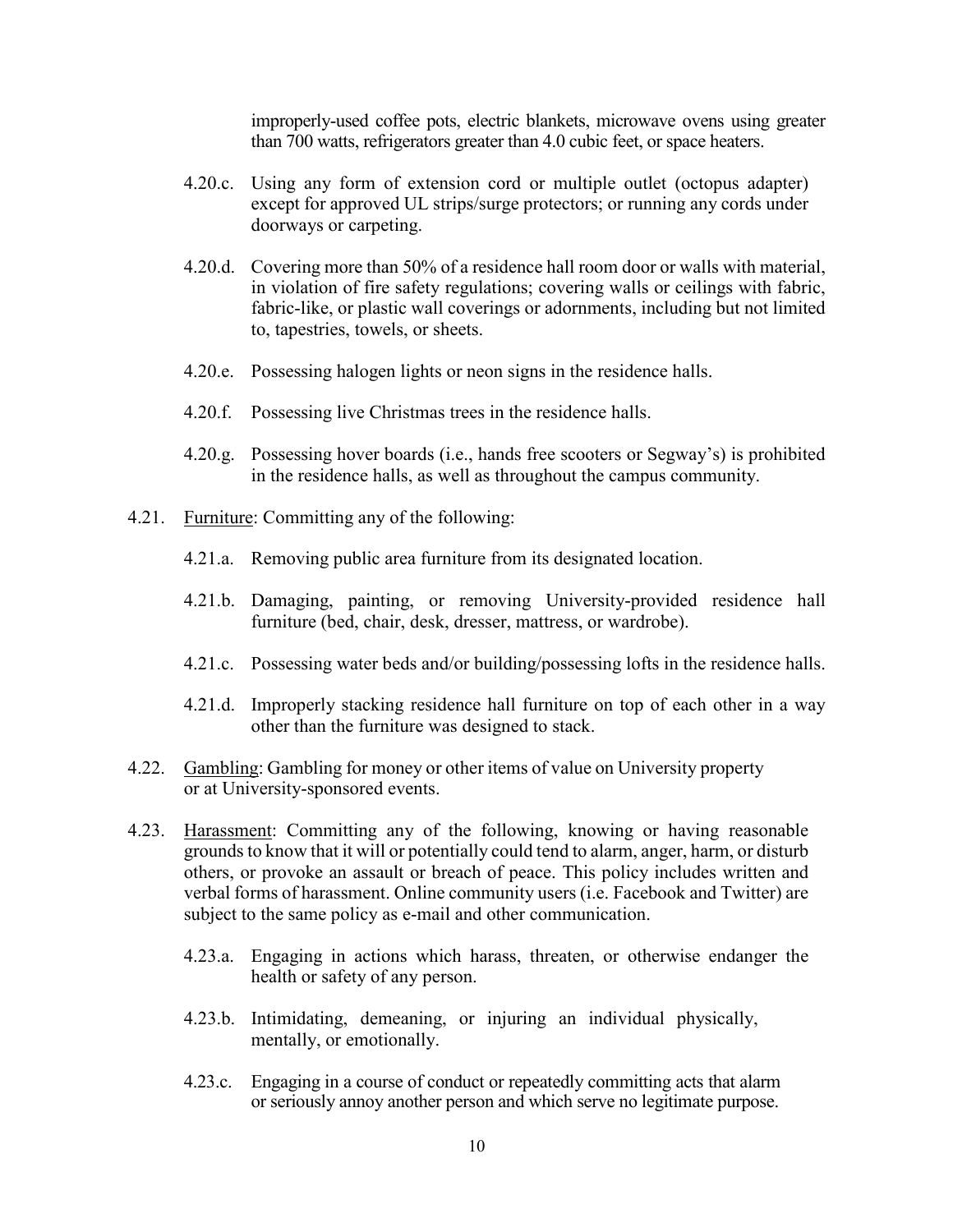improperly-used coffee pots, electric blankets, microwave ovens using greater than 700 watts, refrigerators greater than 4.0 cubic feet, or space heaters.

- 4.20.c. Using any form of extension cord or multiple outlet (octopus adapter) except for approved UL strips/surge protectors; or running any cords under doorways or carpeting.

- 4.20.d. Covering more than 50% of a residence hall room door or walls with material, in violation of fire safety regulations; covering walls or ceilings with fabric, fabric-like, or plastic wall coverings or adornments, including but not limited to, tapestries, towels, or sheets.

- 4.20.e. Possessing halogen lights or neon signs in the residence halls.

- 4.20.f. Possessing live Christmas trees in the residence halls.

- 4.20.g. Possessing hover boards (i.e., hands free scooters or Segway's) is prohibited in the residence halls, as well as throughout the campus community.

4.21. Furniture: Committing any of the following:

- 4.21.a. Removing public area furniture from its designated location.

- 4.21.b. Damaging, painting, or removing University-provided residence hall furniture (bed, chair, desk, dresser, mattress, or wardrobe).

- 4.21.c. Possessing water beds and/or building/possessing lofts in the residence halls.

- 4.21.d. Improperly stacking residence hall furniture on top of each other in a way other than the furniture was designed to stack.

4.22. Gambling: Gambling for money or other items of value on University property or at University-sponsored events.

4.23. Harassment: Committing any of the following, knowing or having reasonable grounds to know that it will or potentially could tend to alarm, anger, harm, or disturb others, or provoke an assault or breach of peace. This policy includes written and verbal forms of harassment. Online community users (i.e. Facebook and Twitter) are subject to the same policy as e-mail and other communication.

- 4.23.a. Engaging in actions which harass, threaten, or otherwise endanger the health or safety of any person.

- 4.23.b. Intimidating, demeaning, or injuring an individual physically, mentally, or emotionally.

- 4.23.c. Engaging in a course of conduct or repeatedly committing acts that alarm or seriously annoy another person and which serve no legitimate purpose.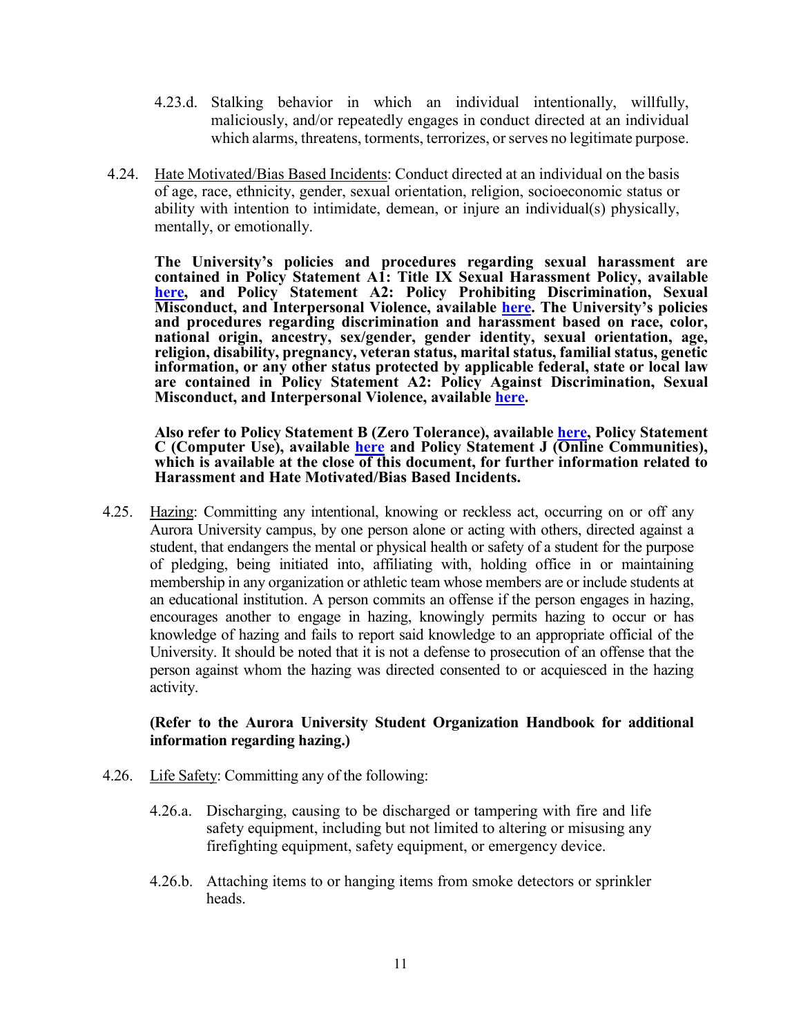4.23.d. Stalking behavior in which an individual intentionally, willfully, maliciously, and/or repeatedly engages in conduct directed at an individual which alarms, threatens, torments, terrorizes, or serves no legitimate purpose.

4.24. Hate Motivated/Bias Based Incidents: Conduct directed at an individual on the basis of age, race, ethnicity, gender, sexual orientation, religion, socioeconomic status or ability with intention to intimidate, demean, or injure an individual(s) physically, mentally, or emotionally.

**The University's policies and procedures regarding sexual harassment are contained in Policy Statement A1: Title IX Sexual Harassment Policy, available here, and Policy Statement A2: Policy Prohibiting Discrimination, Sexual Misconduct, and Interpersonal Violence, available here. The University's policies and procedures regarding discrimination and harassment based on race, color, national origin, ancestry, sex/gender, gender identity, sexual orientation, age, religion, disability, pregnancy, veteran status, marital status, familial status, genetic information, or any other status protected by applicable federal, state or local law are contained in Policy Statement A2: Policy Against Discrimination, Sexual Misconduct, and Interpersonal Violence, available here.**

**Also refer to Policy Statement B (Zero Tolerance), available here, Policy Statement C (Computer Use), available here and Policy Statement J (Online Communities), which is available at the close of this document, for further information related to Harassment and Hate Motivated/Bias Based Incidents.**

4.25. Hazing: Committing any intentional, knowing or reckless act, occurring on or off any Aurora University campus, by one person alone or acting with others, directed against a student, that endangers the mental or physical health or safety of a student for the purpose of pledging, being initiated into, affiliating with, holding office in or maintaining membership in any organization or athletic team whose members are or include students at an educational institution. A person commits an offense if the person engages in hazing, encourages another to engage in hazing, knowingly permits hazing to occur or has knowledge of hazing and fails to report said knowledge to an appropriate official of the University. It should be noted that it is not a defense to prosecution of an offense that the person against whom the hazing was directed consented to or acquiesced in the hazing activity.

**(Refer to the Aurora University Student Organization Handbook for additional information regarding hazing.)**

4.26. Life Safety: Committing any of the following:

4.26.a. Discharging, causing to be discharged or tampering with fire and life safety equipment, including but not limited to altering or misusing any firefighting equipment, safety equipment, or emergency device.

4.26.b. Attaching items to or hanging items from smoke detectors or sprinkler heads.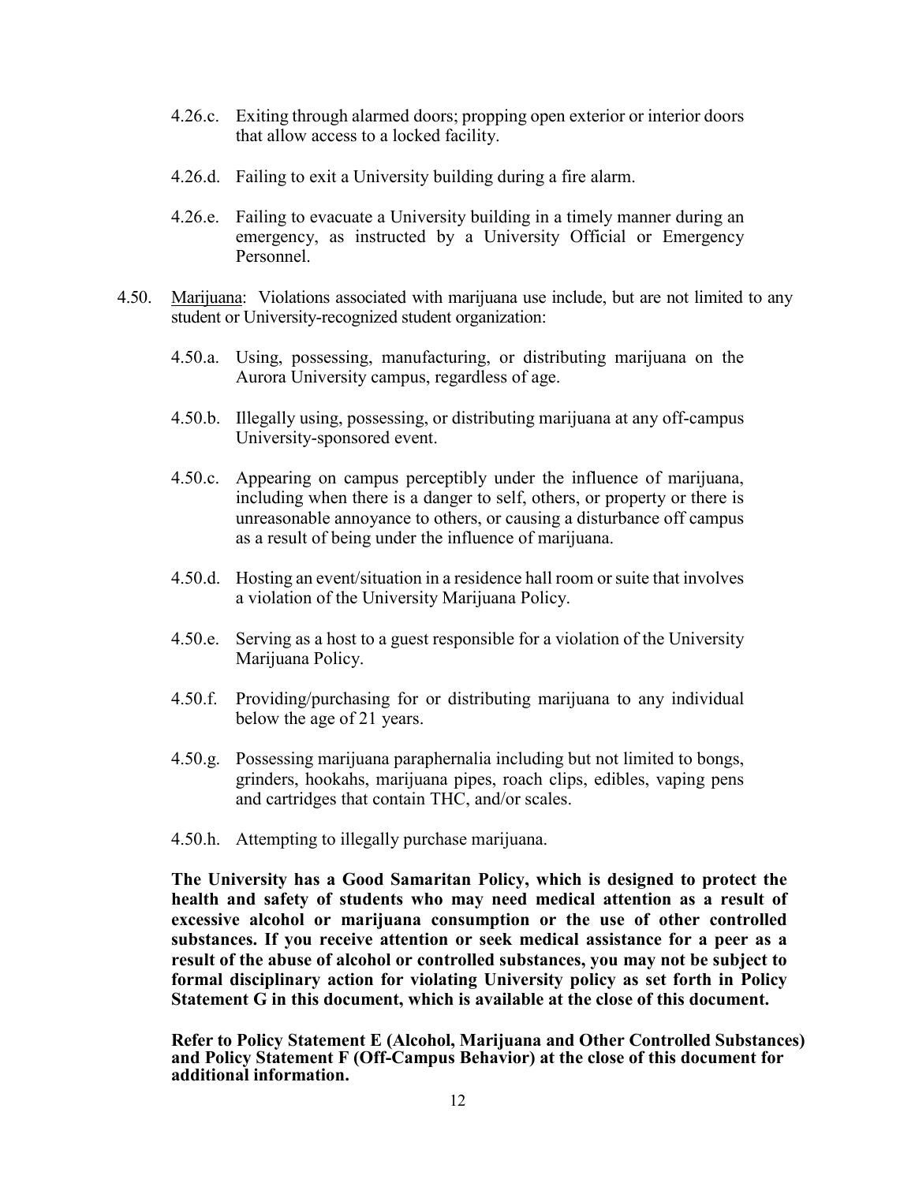4.26.c. Exiting through alarmed doors; propping open exterior or interior doors that allow access to a locked facility.

4.26.d. Failing to exit a University building during a fire alarm.

4.26.e. Failing to evacuate a University building in a timely manner during an emergency, as instructed by a University Official or Emergency Personnel.

4.50. Marijuana: Violations associated with marijuana use include, but are not limited to any student or University-recognized student organization:

4.50.a. Using, possessing, manufacturing, or distributing marijuana on the Aurora University campus, regardless of age.

4.50.b. Illegally using, possessing, or distributing marijuana at any off-campus University-sponsored event.

4.50.c. Appearing on campus perceptibly under the influence of marijuana, including when there is a danger to self, others, or property or there is unreasonable annoyance to others, or causing a disturbance off campus as a result of being under the influence of marijuana.

4.50.d. Hosting an event/situation in a residence hall room or suite that involves a violation of the University Marijuana Policy.

4.50.e. Serving as a host to a guest responsible for a violation of the University Marijuana Policy.

4.50.f. Providing/purchasing for or distributing marijuana to any individual below the age of 21 years.

4.50.g. Possessing marijuana paraphernalia including but not limited to bongs, grinders, hookahs, marijuana pipes, roach clips, edibles, vaping pens and cartridges that contain THC, and/or scales.

4.50.h. Attempting to illegally purchase marijuana.

**The University has a Good Samaritan Policy, which is designed to protect the health and safety of students who may need medical attention as a result of excessive alcohol or marijuana consumption or the use of other controlled substances. If you receive attention or seek medical assistance for a peer as a result of the abuse of alcohol or controlled substances, you may not be subject to formal disciplinary action for violating University policy as set forth in Policy Statement G in this document, which is available at the close of this document.**

**Refer to Policy Statement E (Alcohol, Marijuana and Other Controlled Substances) and Policy Statement F (Off-Campus Behavior) at the close of this document for additional information.**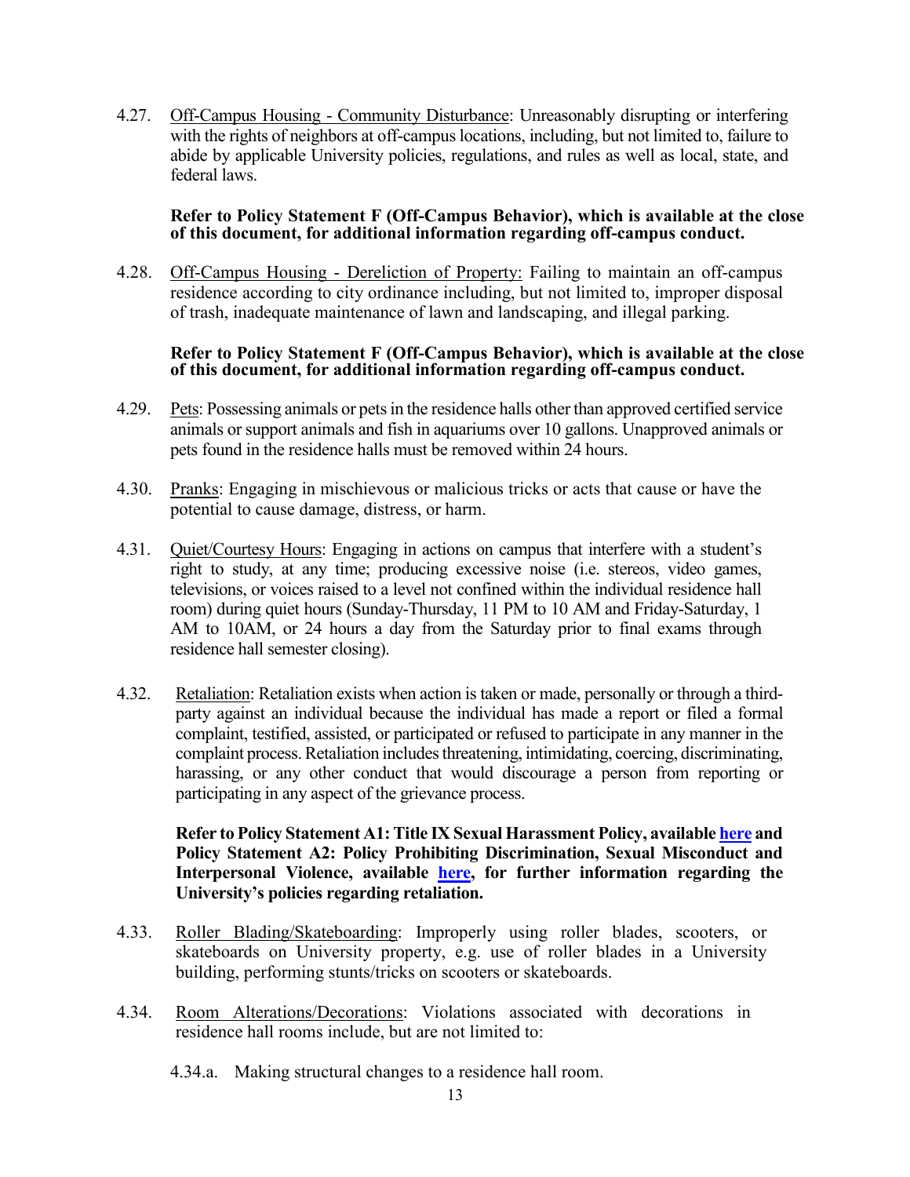4.27. Off-Campus Housing - Community Disturbance: Unreasonably disrupting or interfering with the rights of neighbors at off-campus locations, including, but not limited to, failure to abide by applicable University policies, regulations, and rules as well as local, state, and federal laws.

**Refer to Policy Statement F (Off-Campus Behavior), which is available at the close of this document, for additional information regarding off-campus conduct.**

4.28. Off-Campus Housing - Dereliction of Property: Failing to maintain an off-campus residence according to city ordinance including, but not limited to, improper disposal of trash, inadequate maintenance of lawn and landscaping, and illegal parking.

**Refer to Policy Statement F (Off-Campus Behavior), which is available at the close of this document, for additional information regarding off-campus conduct.**

4.29. Pets: Possessing animals or pets in the residence halls other than approved certified service animals or support animals and fish in aquariums over 10 gallons. Unapproved animals or pets found in the residence halls must be removed within 24 hours.

4.30. Pranks: Engaging in mischievous or malicious tricks or acts that cause or have the potential to cause damage, distress, or harm.

4.31. Quiet/Courtesy Hours: Engaging in actions on campus that interfere with a student's right to study, at any time; producing excessive noise (i.e. stereos, video games, televisions, or voices raised to a level not confined within the individual residence hall room) during quiet hours (Sunday-Thursday, 11 PM to 10 AM and Friday-Saturday, 1 AM to 10AM, or 24 hours a day from the Saturday prior to final exams through residence hall semester closing).

4.32. Retaliation: Retaliation exists when action is taken or made, personally or through a third-party against an individual because the individual has made a report or filed a formal complaint, testified, assisted, or participated or refused to participate in any manner in the complaint process. Retaliation includes threatening, intimidating, coercing, discriminating, harassing, or any other conduct that would discourage a person from reporting or participating in any aspect of the grievance process.

**Refer to Policy Statement A1: Title IX Sexual Harassment Policy, available here and Policy Statement A2: Policy Prohibiting Discrimination, Sexual Misconduct and Interpersonal Violence, available here, for further information regarding the University's policies regarding retaliation.**

4.33. Roller Blading/Skateboarding: Improperly using roller blades, scooters, or skateboards on University property, e.g. use of roller blades in a University building, performing stunts/tricks on scooters or skateboards.

4.34. Room Alterations/Decorations: Violations associated with decorations in residence hall rooms include, but are not limited to:

4.34.a. Making structural changes to a residence hall room.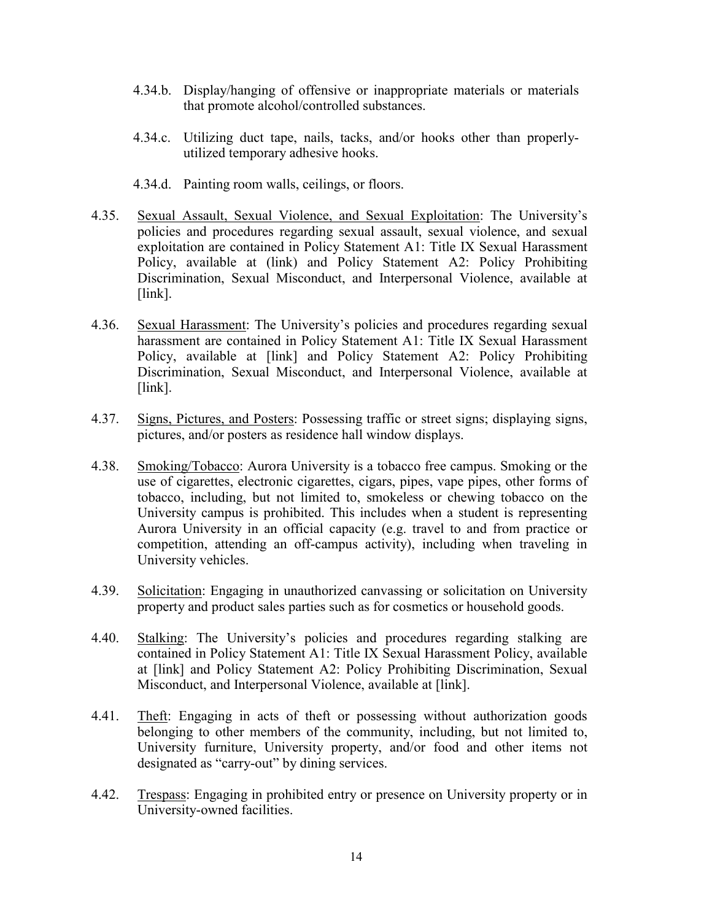4.34.b. Display/hanging of offensive or inappropriate materials or materials that promote alcohol/controlled substances.

4.34.c. Utilizing duct tape, nails, tacks, and/or hooks other than properly-utilized temporary adhesive hooks.

4.34.d. Painting room walls, ceilings, or floors.

4.35. <u>Sexual Assault, Sexual Violence, and Sexual Exploitation</u>: The University's policies and procedures regarding sexual assault, sexual violence, and sexual exploitation are contained in Policy Statement A1: Title IX Sexual Harassment Policy, available at (link) and Policy Statement A2: Policy Prohibiting Discrimination, Sexual Misconduct, and Interpersonal Violence, available at [link].

4.36. <u>Sexual Harassment</u>: The University's policies and procedures regarding sexual harassment are contained in Policy Statement A1: Title IX Sexual Harassment Policy, available at [link] and Policy Statement A2: Policy Prohibiting Discrimination, Sexual Misconduct, and Interpersonal Violence, available at [link].

4.37. <u>Signs, Pictures, and Posters</u>: Possessing traffic or street signs; displaying signs, pictures, and/or posters as residence hall window displays.

4.38. <u>Smoking/Tobacco</u>: Aurora University is a tobacco free campus. Smoking or the use of cigarettes, electronic cigarettes, cigars, pipes, vape pipes, other forms of tobacco, including, but not limited to, smokeless or chewing tobacco on the University campus is prohibited. This includes when a student is representing Aurora University in an official capacity (e.g. travel to and from practice or competition, attending an off-campus activity), including when traveling in University vehicles.

4.39. <u>Solicitation</u>: Engaging in unauthorized canvassing or solicitation on University property and product sales parties such as for cosmetics or household goods.

4.40. <u>Stalking</u>: The University's policies and procedures regarding stalking are contained in Policy Statement A1: Title IX Sexual Harassment Policy, available at [link] and Policy Statement A2: Policy Prohibiting Discrimination, Sexual Misconduct, and Interpersonal Violence, available at [link].

4.41. <u>Theft</u>: Engaging in acts of theft or possessing without authorization goods belonging to other members of the community, including, but not limited to, University furniture, University property, and/or food and other items not designated as "carry-out" by dining services.

4.42. <u>Trespass</u>: Engaging in prohibited entry or presence on University property or in University-owned facilities.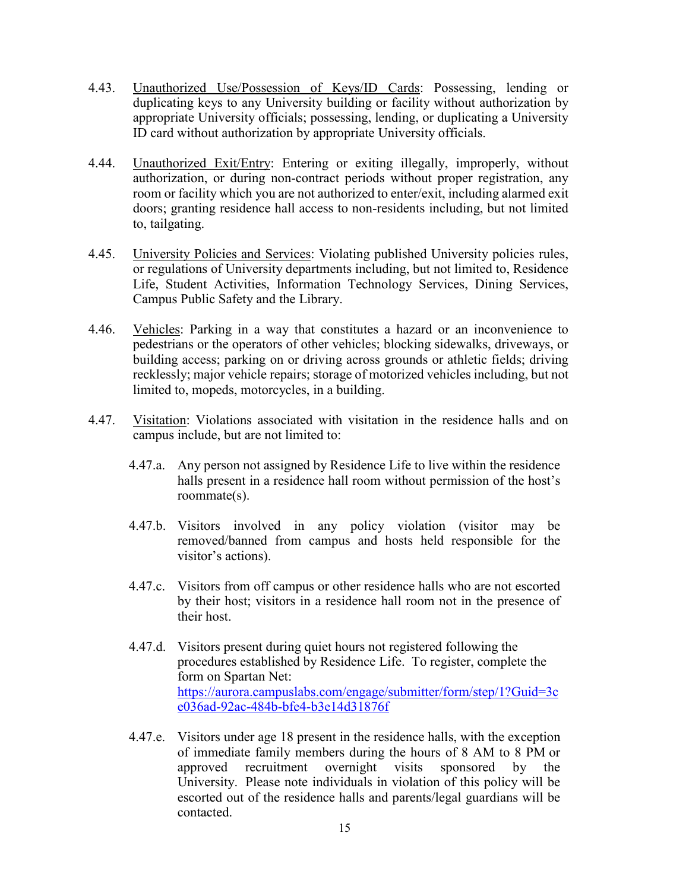4.43. <u>Unauthorized Use/Possession of Keys/ID Cards</u>: Possessing, lending or duplicating keys to any University building or facility without authorization by appropriate University officials; possessing, lending, or duplicating a University ID card without authorization by appropriate University officials.

4.44. <u>Unauthorized Exit/Entry</u>: Entering or exiting illegally, improperly, without authorization, or during non-contract periods without proper registration, any room or facility which you are not authorized to enter/exit, including alarmed exit doors; granting residence hall access to non-residents including, but not limited to, tailgating.

4.45. <u>University Policies and Services</u>: Violating published University policies rules, or regulations of University departments including, but not limited to, Residence Life, Student Activities, Information Technology Services, Dining Services, Campus Public Safety and the Library.

4.46. <u>Vehicles</u>: Parking in a way that constitutes a hazard or an inconvenience to pedestrians or the operators of other vehicles; blocking sidewalks, driveways, or building access; parking on or driving across grounds or athletic fields; driving recklessly; major vehicle repairs; storage of motorized vehicles including, but not limited to, mopeds, motorcycles, in a building.

4.47. <u>Visitation</u>: Violations associated with visitation in the residence halls and on campus include, but are not limited to:

- 4.47.a. Any person not assigned by Residence Life to live within the residence halls present in a residence hall room without permission of the host's roommate(s).

- 4.47.b. Visitors involved in any policy violation (visitor may be removed/banned from campus and hosts held responsible for the visitor's actions).

- 4.47.c. Visitors from off campus or other residence halls who are not escorted by their host; visitors in a residence hall room not in the presence of their host.

- 4.47.d. Visitors present during quiet hours not registered following the procedures established by Residence Life. To register, complete the form on Spartan Net: https://aurora.campuslabs.com/engage/submitter/form/step/1?Guid=3ce036ad-92ac-484b-bfe4-b3e14d31876f

- 4.47.e. Visitors under age 18 present in the residence halls, with the exception of immediate family members during the hours of 8 AM to 8 PM or approved recruitment overnight visits sponsored by the University. Please note individuals in violation of this policy will be escorted out of the residence halls and parents/legal guardians will be contacted.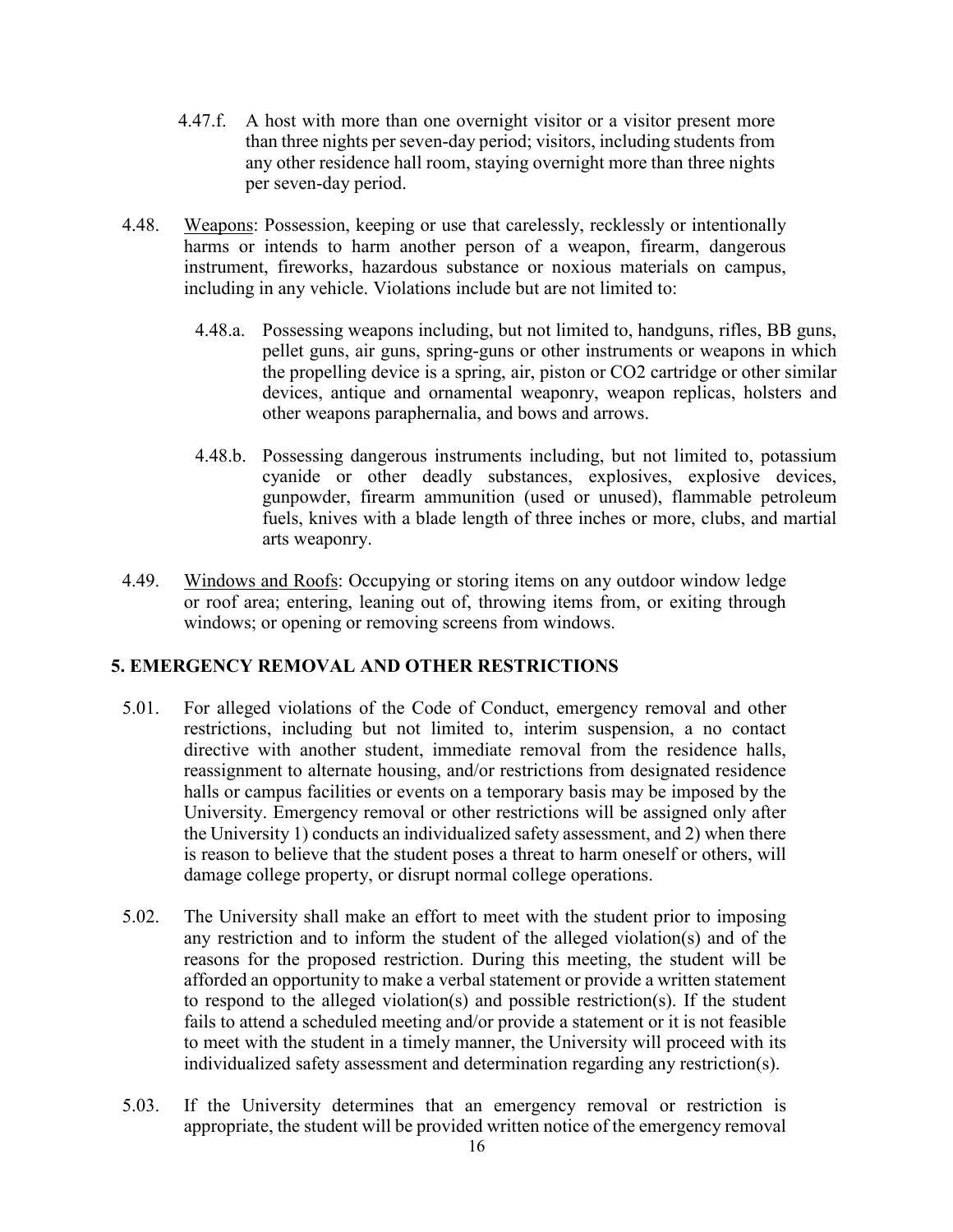4.47.f. A host with more than one overnight visitor or a visitor present more than three nights per seven-day period; visitors, including students from any other residence hall room, staying overnight more than three nights per seven-day period.

4.48. Weapons: Possession, keeping or use that carelessly, recklessly or intentionally harms or intends to harm another person of a weapon, firearm, dangerous instrument, fireworks, hazardous substance or noxious materials on campus, including in any vehicle. Violations include but are not limited to:

4.48.a. Possessing weapons including, but not limited to, handguns, rifles, BB guns, pellet guns, air guns, spring-guns or other instruments or weapons in which the propelling device is a spring, air, piston or CO2 cartridge or other similar devices, antique and ornamental weaponry, weapon replicas, holsters and other weapons paraphernalia, and bows and arrows.

4.48.b. Possessing dangerous instruments including, but not limited to, potassium cyanide or other deadly substances, explosives, explosive devices, gunpowder, firearm ammunition (used or unused), flammable petroleum fuels, knives with a blade length of three inches or more, clubs, and martial arts weaponry.

4.49. Windows and Roofs: Occupying or storing items on any outdoor window ledge or roof area; entering, leaning out of, throwing items from, or exiting through windows; or opening or removing screens from windows.

## 5. EMERGENCY REMOVAL AND OTHER RESTRICTIONS

5.01. For alleged violations of the Code of Conduct, emergency removal and other restrictions, including but not limited to, interim suspension, a no contact directive with another student, immediate removal from the residence halls, reassignment to alternate housing, and/or restrictions from designated residence halls or campus facilities or events on a temporary basis may be imposed by the University. Emergency removal or other restrictions will be assigned only after the University 1) conducts an individualized safety assessment, and 2) when there is reason to believe that the student poses a threat to harm oneself or others, will damage college property, or disrupt normal college operations.

5.02. The University shall make an effort to meet with the student prior to imposing any restriction and to inform the student of the alleged violation(s) and of the reasons for the proposed restriction. During this meeting, the student will be afforded an opportunity to make a verbal statement or provide a written statement to respond to the alleged violation(s) and possible restriction(s). If the student fails to attend a scheduled meeting and/or provide a statement or it is not feasible to meet with the student in a timely manner, the University will proceed with its individualized safety assessment and determination regarding any restriction(s).

5.03. If the University determines that an emergency removal or restriction is appropriate, the student will be provided written notice of the emergency removal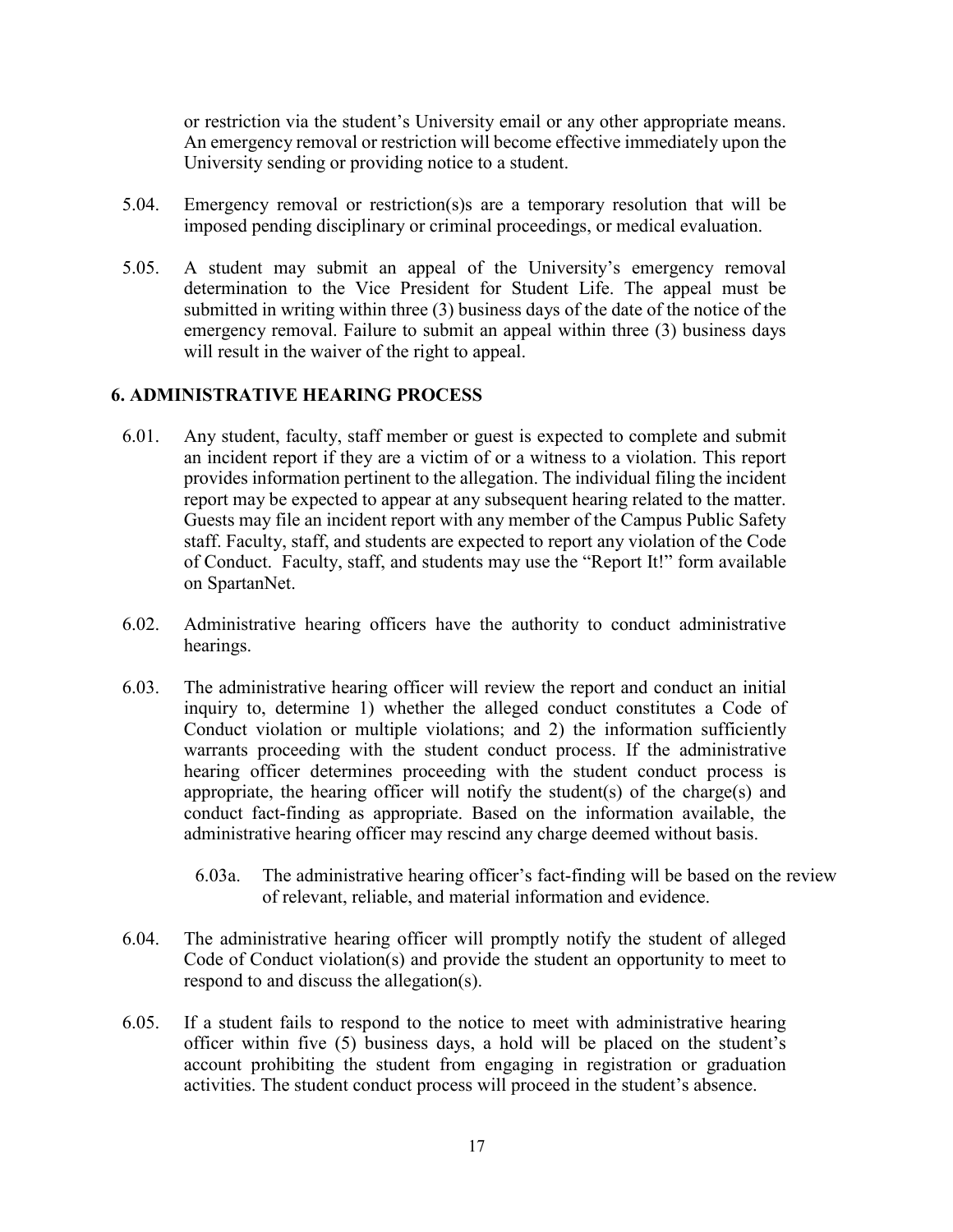or restriction via the student's University email or any other appropriate means. An emergency removal or restriction will become effective immediately upon the University sending or providing notice to a student.

5.04. Emergency removal or restriction(s)s are a temporary resolution that will be imposed pending disciplinary or criminal proceedings, or medical evaluation.

5.05. A student may submit an appeal of the University's emergency removal determination to the Vice President for Student Life. The appeal must be submitted in writing within three (3) business days of the date of the notice of the emergency removal. Failure to submit an appeal within three (3) business days will result in the waiver of the right to appeal.

## 6. ADMINISTRATIVE HEARING PROCESS

6.01. Any student, faculty, staff member or guest is expected to complete and submit an incident report if they are a victim of or a witness to a violation. This report provides information pertinent to the allegation. The individual filing the incident report may be expected to appear at any subsequent hearing related to the matter. Guests may file an incident report with any member of the Campus Public Safety staff. Faculty, staff, and students are expected to report any violation of the Code of Conduct. Faculty, staff, and students may use the "Report It!" form available on SpartanNet.

6.02. Administrative hearing officers have the authority to conduct administrative hearings.

6.03. The administrative hearing officer will review the report and conduct an initial inquiry to, determine 1) whether the alleged conduct constitutes a Code of Conduct violation or multiple violations; and 2) the information sufficiently warrants proceeding with the student conduct process. If the administrative hearing officer determines proceeding with the student conduct process is appropriate, the hearing officer will notify the student(s) of the charge(s) and conduct fact-finding as appropriate. Based on the information available, the administrative hearing officer may rescind any charge deemed without basis.

> 6.03a. The administrative hearing officer's fact-finding will be based on the review of relevant, reliable, and material information and evidence.

6.04. The administrative hearing officer will promptly notify the student of alleged Code of Conduct violation(s) and provide the student an opportunity to meet to respond to and discuss the allegation(s).

6.05. If a student fails to respond to the notice to meet with administrative hearing officer within five (5) business days, a hold will be placed on the student's account prohibiting the student from engaging in registration or graduation activities. The student conduct process will proceed in the student's absence.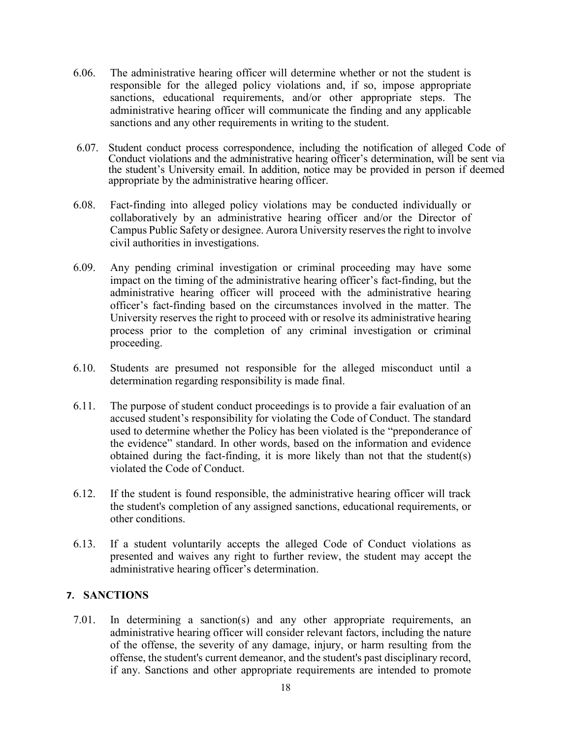6.06. The administrative hearing officer will determine whether or not the student is responsible for the alleged policy violations and, if so, impose appropriate sanctions, educational requirements, and/or other appropriate steps. The administrative hearing officer will communicate the finding and any applicable sanctions and any other requirements in writing to the student.

6.07. Student conduct process correspondence, including the notification of alleged Code of Conduct violations and the administrative hearing officer's determination, will be sent via the student's University email. In addition, notice may be provided in person if deemed appropriate by the administrative hearing officer.

6.08. Fact-finding into alleged policy violations may be conducted individually or collaboratively by an administrative hearing officer and/or the Director of Campus Public Safety or designee. Aurora University reserves the right to involve civil authorities in investigations.

6.09. Any pending criminal investigation or criminal proceeding may have some impact on the timing of the administrative hearing officer's fact-finding, but the administrative hearing officer will proceed with the administrative hearing officer's fact-finding based on the circumstances involved in the matter. The University reserves the right to proceed with or resolve its administrative hearing process prior to the completion of any criminal investigation or criminal proceeding.

6.10. Students are presumed not responsible for the alleged misconduct until a determination regarding responsibility is made final.

6.11. The purpose of student conduct proceedings is to provide a fair evaluation of an accused student's responsibility for violating the Code of Conduct. The standard used to determine whether the Policy has been violated is the "preponderance of the evidence" standard. In other words, based on the information and evidence obtained during the fact-finding, it is more likely than not that the student(s) violated the Code of Conduct.

6.12. If the student is found responsible, the administrative hearing officer will track the student's completion of any assigned sanctions, educational requirements, or other conditions.

6.13. If a student voluntarily accepts the alleged Code of Conduct violations as presented and waives any right to further review, the student may accept the administrative hearing officer's determination.

## 7. SANCTIONS

7.01. In determining a sanction(s) and any other appropriate requirements, an administrative hearing officer will consider relevant factors, including the nature of the offense, the severity of any damage, injury, or harm resulting from the offense, the student's current demeanor, and the student's past disciplinary record, if any. Sanctions and other appropriate requirements are intended to promote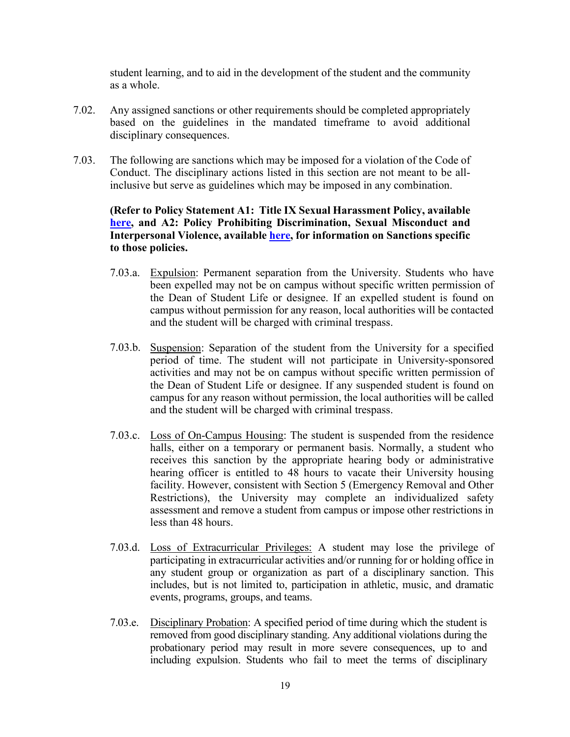student learning, and to aid in the development of the student and the community as a whole.

7.02. Any assigned sanctions or other requirements should be completed appropriately based on the guidelines in the mandated timeframe to avoid additional disciplinary consequences.

7.03. The following are sanctions which may be imposed for a violation of the Code of Conduct. The disciplinary actions listed in this section are not meant to be all-inclusive but serve as guidelines which may be imposed in any combination.

**(Refer to Policy Statement A1: Title IX Sexual Harassment Policy, available here, and A2: Policy Prohibiting Discrimination, Sexual Misconduct and Interpersonal Violence, available here, for information on Sanctions specific to those policies.**

7.03.a. Expulsion: Permanent separation from the University. Students who have been expelled may not be on campus without specific written permission of the Dean of Student Life or designee. If an expelled student is found on campus without permission for any reason, local authorities will be contacted and the student will be charged with criminal trespass.

7.03.b. Suspension: Separation of the student from the University for a specified period of time. The student will not participate in University-sponsored activities and may not be on campus without specific written permission of the Dean of Student Life or designee. If any suspended student is found on campus for any reason without permission, the local authorities will be called and the student will be charged with criminal trespass.

7.03.c. Loss of On-Campus Housing: The student is suspended from the residence halls, either on a temporary or permanent basis. Normally, a student who receives this sanction by the appropriate hearing body or administrative hearing officer is entitled to 48 hours to vacate their University housing facility. However, consistent with Section 5 (Emergency Removal and Other Restrictions), the University may complete an individualized safety assessment and remove a student from campus or impose other restrictions in less than 48 hours.

7.03.d. Loss of Extracurricular Privileges: A student may lose the privilege of participating in extracurricular activities and/or running for or holding office in any student group or organization as part of a disciplinary sanction. This includes, but is not limited to, participation in athletic, music, and dramatic events, programs, groups, and teams.

7.03.e. Disciplinary Probation: A specified period of time during which the student is removed from good disciplinary standing. Any additional violations during the probationary period may result in more severe consequences, up to and including expulsion. Students who fail to meet the terms of disciplinary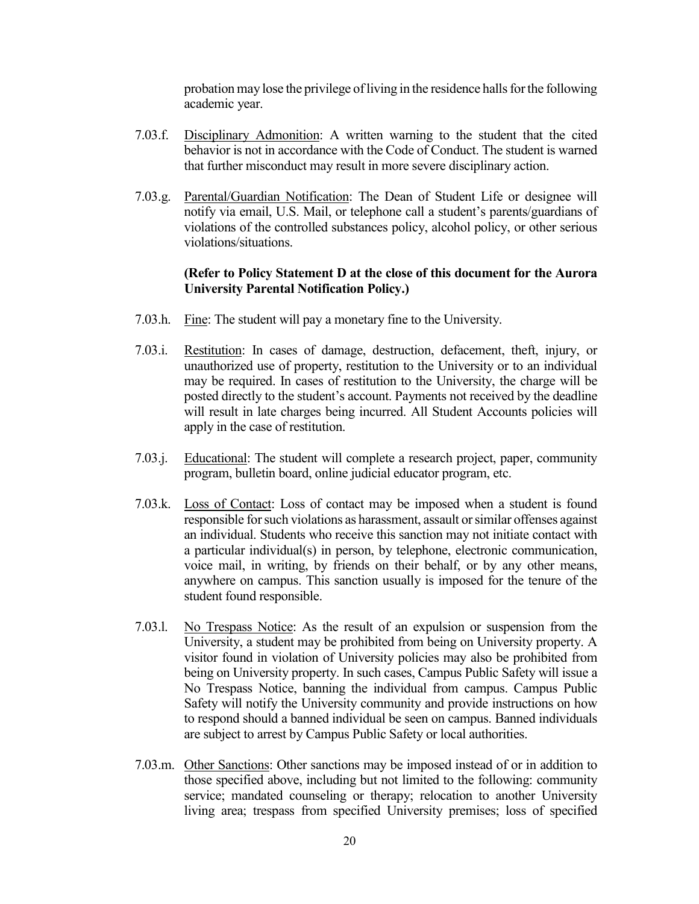probation may lose the privilege of living in the residence halls for the following academic year.

7.03.f. Disciplinary Admonition: A written warning to the student that the cited behavior is not in accordance with the Code of Conduct. The student is warned that further misconduct may result in more severe disciplinary action.

7.03.g. Parental/Guardian Notification: The Dean of Student Life or designee will notify via email, U.S. Mail, or telephone call a student's parents/guardians of violations of the controlled substances policy, alcohol policy, or other serious violations/situations.

**(Refer to Policy Statement D at the close of this document for the Aurora University Parental Notification Policy.)**

7.03.h. Fine: The student will pay a monetary fine to the University.

7.03.i. Restitution: In cases of damage, destruction, defacement, theft, injury, or unauthorized use of property, restitution to the University or to an individual may be required. In cases of restitution to the University, the charge will be posted directly to the student's account. Payments not received by the deadline will result in late charges being incurred. All Student Accounts policies will apply in the case of restitution.

7.03.j. Educational: The student will complete a research project, paper, community program, bulletin board, online judicial educator program, etc.

7.03.k. Loss of Contact: Loss of contact may be imposed when a student is found responsible for such violations as harassment, assault or similar offenses against an individual. Students who receive this sanction may not initiate contact with a particular individual(s) in person, by telephone, electronic communication, voice mail, in writing, by friends on their behalf, or by any other means, anywhere on campus. This sanction usually is imposed for the tenure of the student found responsible.

7.03.l. No Trespass Notice: As the result of an expulsion or suspension from the University, a student may be prohibited from being on University property. A visitor found in violation of University policies may also be prohibited from being on University property. In such cases, Campus Public Safety will issue a No Trespass Notice, banning the individual from campus. Campus Public Safety will notify the University community and provide instructions on how to respond should a banned individual be seen on campus. Banned individuals are subject to arrest by Campus Public Safety or local authorities.

7.03.m. Other Sanctions: Other sanctions may be imposed instead of or in addition to those specified above, including but not limited to the following: community service; mandated counseling or therapy; relocation to another University living area; trespass from specified University premises; loss of specified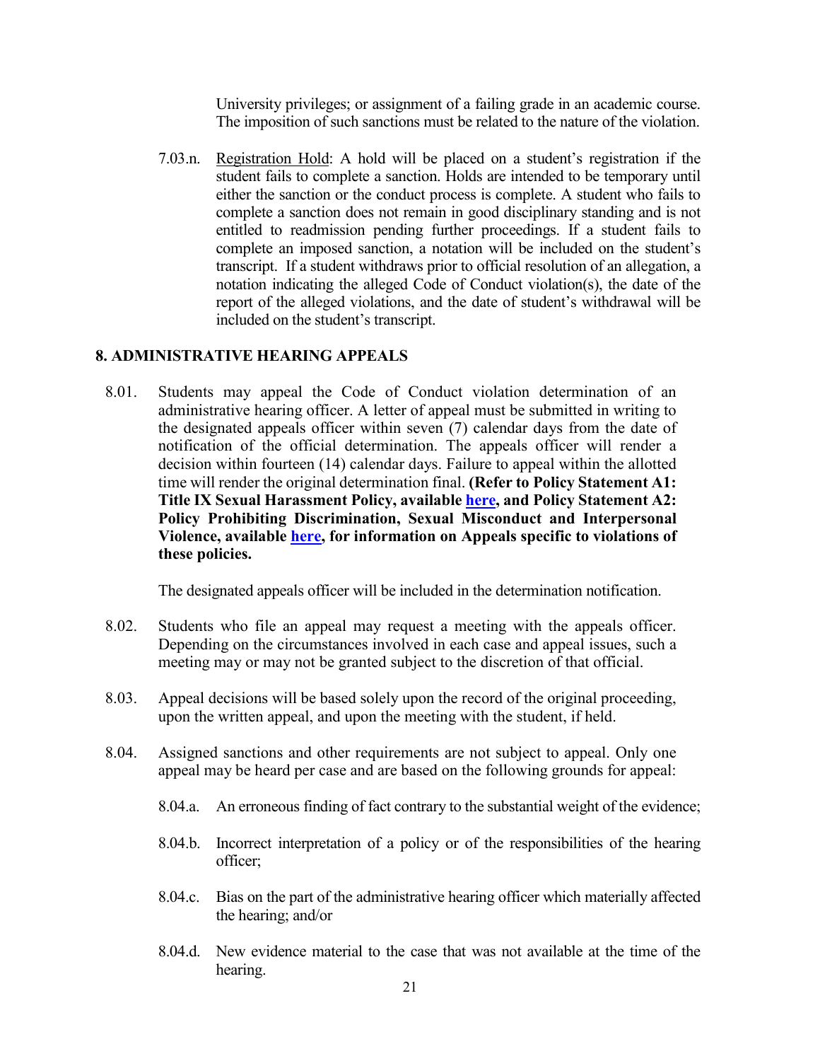University privileges; or assignment of a failing grade in an academic course. The imposition of such sanctions must be related to the nature of the violation.

7.03.n. Registration Hold: A hold will be placed on a student's registration if the student fails to complete a sanction. Holds are intended to be temporary until either the sanction or the conduct process is complete. A student who fails to complete a sanction does not remain in good disciplinary standing and is not entitled to readmission pending further proceedings. If a student fails to complete an imposed sanction, a notation will be included on the student's transcript. If a student withdraws prior to official resolution of an allegation, a notation indicating the alleged Code of Conduct violation(s), the date of the report of the alleged violations, and the date of student's withdrawal will be included on the student's transcript.

## 8. ADMINISTRATIVE HEARING APPEALS

8.01. Students may appeal the Code of Conduct violation determination of an administrative hearing officer. A letter of appeal must be submitted in writing to the designated appeals officer within seven (7) calendar days from the date of notification of the official determination. The appeals officer will render a decision within fourteen (14) calendar days. Failure to appeal within the allotted time will render the original determination final. **(Refer to Policy Statement A1: Title IX Sexual Harassment Policy, available here, and Policy Statement A2: Policy Prohibiting Discrimination, Sexual Misconduct and Interpersonal Violence, available here, for information on Appeals specific to violations of these policies.**

The designated appeals officer will be included in the determination notification.

8.02. Students who file an appeal may request a meeting with the appeals officer. Depending on the circumstances involved in each case and appeal issues, such a meeting may or may not be granted subject to the discretion of that official.

8.03. Appeal decisions will be based solely upon the record of the original proceeding, upon the written appeal, and upon the meeting with the student, if held.

8.04. Assigned sanctions and other requirements are not subject to appeal. Only one appeal may be heard per case and are based on the following grounds for appeal:

8.04.a. An erroneous finding of fact contrary to the substantial weight of the evidence;

8.04.b. Incorrect interpretation of a policy or of the responsibilities of the hearing officer;

8.04.c. Bias on the part of the administrative hearing officer which materially affected the hearing; and/or

8.04.d. New evidence material to the case that was not available at the time of the hearing.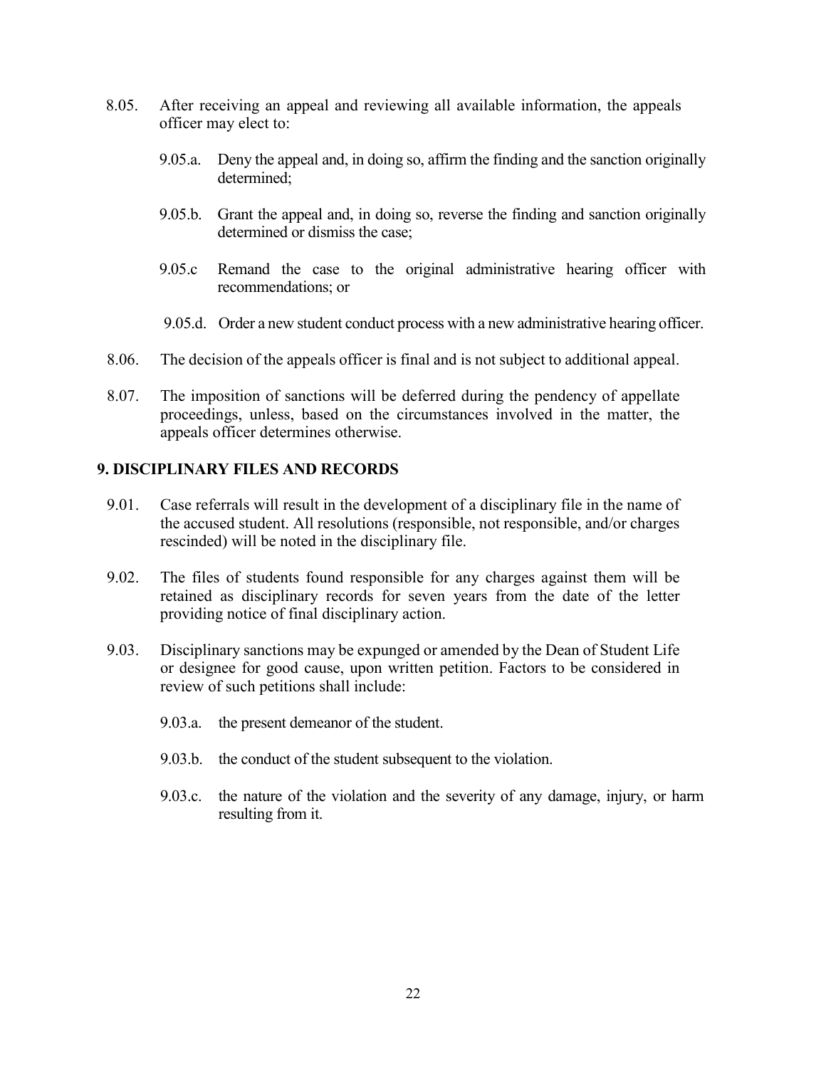8.05. After receiving an appeal and reviewing all available information, the appeals officer may elect to:

9.05.a. Deny the appeal and, in doing so, affirm the finding and the sanction originally determined;

9.05.b. Grant the appeal and, in doing so, reverse the finding and sanction originally determined or dismiss the case;

9.05.c Remand the case to the original administrative hearing officer with recommendations; or

9.05.d. Order a new student conduct process with a new administrative hearing officer.

8.06. The decision of the appeals officer is final and is not subject to additional appeal.

8.07. The imposition of sanctions will be deferred during the pendency of appellate proceedings, unless, based on the circumstances involved in the matter, the appeals officer determines otherwise.

## 9. DISCIPLINARY FILES AND RECORDS

9.01. Case referrals will result in the development of a disciplinary file in the name of the accused student. All resolutions (responsible, not responsible, and/or charges rescinded) will be noted in the disciplinary file.

9.02. The files of students found responsible for any charges against them will be retained as disciplinary records for seven years from the date of the letter providing notice of final disciplinary action.

9.03. Disciplinary sanctions may be expunged or amended by the Dean of Student Life or designee for good cause, upon written petition. Factors to be considered in review of such petitions shall include:

9.03.a. the present demeanor of the student.

9.03.b. the conduct of the student subsequent to the violation.

9.03.c. the nature of the violation and the severity of any damage, injury, or harm resulting from it.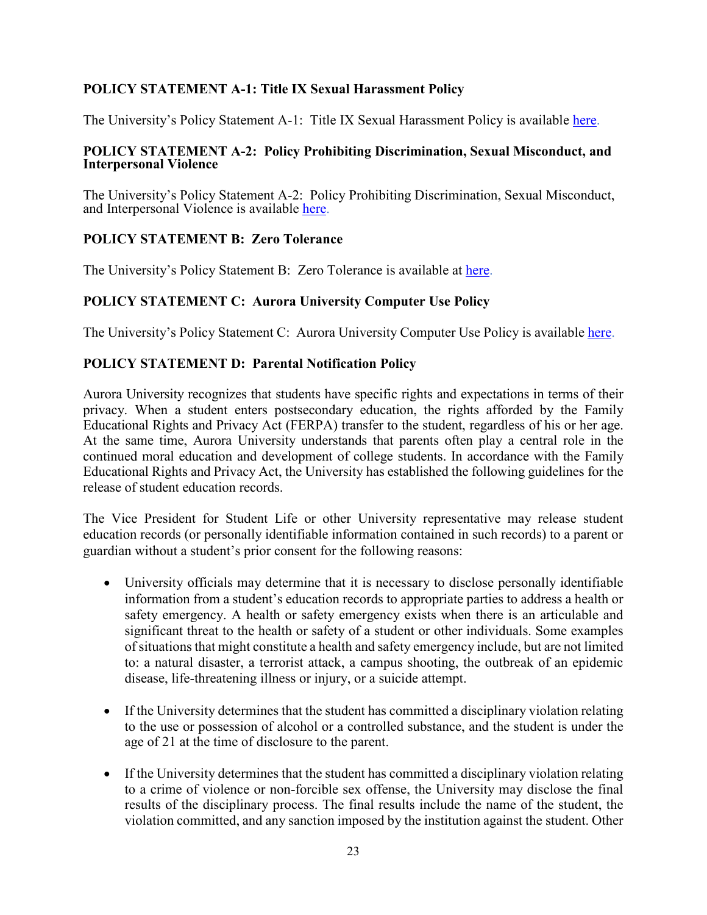### POLICY STATEMENT A-1: Title IX Sexual Harassment Policy

The University's Policy Statement A-1: Title IX Sexual Harassment Policy is available here.

### POLICY STATEMENT A-2: Policy Prohibiting Discrimination, Sexual Misconduct, and Interpersonal Violence

The University's Policy Statement A-2: Policy Prohibiting Discrimination, Sexual Misconduct, and Interpersonal Violence is available here.

### POLICY STATEMENT B: Zero Tolerance

The University's Policy Statement B: Zero Tolerance is available at here.

### POLICY STATEMENT C: Aurora University Computer Use Policy

The University's Policy Statement C: Aurora University Computer Use Policy is available here.

### POLICY STATEMENT D: Parental Notification Policy

Aurora University recognizes that students have specific rights and expectations in terms of their privacy. When a student enters postsecondary education, the rights afforded by the Family Educational Rights and Privacy Act (FERPA) transfer to the student, regardless of his or her age. At the same time, Aurora University understands that parents often play a central role in the continued moral education and development of college students. In accordance with the Family Educational Rights and Privacy Act, the University has established the following guidelines for the release of student education records.

The Vice President for Student Life or other University representative may release student education records (or personally identifiable information contained in such records) to a parent or guardian without a student's prior consent for the following reasons:

- University officials may determine that it is necessary to disclose personally identifiable information from a student's education records to appropriate parties to address a health or safety emergency. A health or safety emergency exists when there is an articulable and significant threat to the health or safety of a student or other individuals. Some examples of situations that might constitute a health and safety emergency include, but are not limited to: a natural disaster, a terrorist attack, a campus shooting, the outbreak of an epidemic disease, life-threatening illness or injury, or a suicide attempt.

- If the University determines that the student has committed a disciplinary violation relating to the use or possession of alcohol or a controlled substance, and the student is under the age of 21 at the time of disclosure to the parent.

- If the University determines that the student has committed a disciplinary violation relating to a crime of violence or non-forcible sex offense, the University may disclose the final results of the disciplinary process. The final results include the name of the student, the violation committed, and any sanction imposed by the institution against the student. Other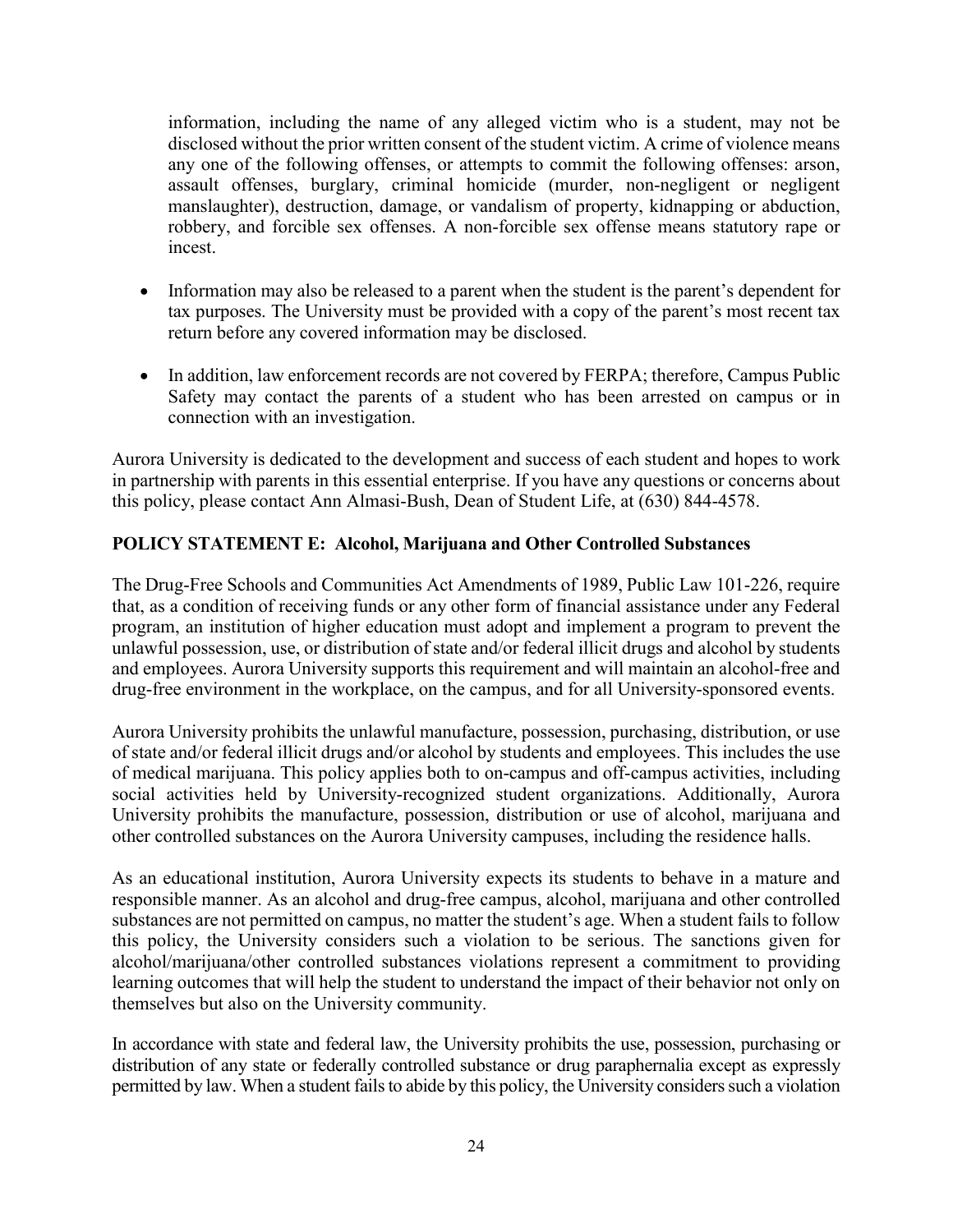information, including the name of any alleged victim who is a student, may not be disclosed without the prior written consent of the student victim. A crime of violence means any one of the following offenses, or attempts to commit the following offenses: arson, assault offenses, burglary, criminal homicide (murder, non-negligent or negligent manslaughter), destruction, damage, or vandalism of property, kidnapping or abduction, robbery, and forcible sex offenses. A non-forcible sex offense means statutory rape or incest.

- Information may also be released to a parent when the student is the parent's dependent for tax purposes. The University must be provided with a copy of the parent's most recent tax return before any covered information may be disclosed.

- In addition, law enforcement records are not covered by FERPA; therefore, Campus Public Safety may contact the parents of a student who has been arrested on campus or in connection with an investigation.

Aurora University is dedicated to the development and success of each student and hopes to work in partnership with parents in this essential enterprise. If you have any questions or concerns about this policy, please contact Ann Almasi-Bush, Dean of Student Life, at (630) 844-4578.

**POLICY STATEMENT E: Alcohol, Marijuana and Other Controlled Substances**

The Drug-Free Schools and Communities Act Amendments of 1989, Public Law 101-226, require that, as a condition of receiving funds or any other form of financial assistance under any Federal program, an institution of higher education must adopt and implement a program to prevent the unlawful possession, use, or distribution of state and/or federal illicit drugs and alcohol by students and employees. Aurora University supports this requirement and will maintain an alcohol-free and drug-free environment in the workplace, on the campus, and for all University-sponsored events.

Aurora University prohibits the unlawful manufacture, possession, purchasing, distribution, or use of state and/or federal illicit drugs and/or alcohol by students and employees. This includes the use of medical marijuana. This policy applies both to on-campus and off-campus activities, including social activities held by University-recognized student organizations. Additionally, Aurora University prohibits the manufacture, possession, distribution or use of alcohol, marijuana and other controlled substances on the Aurora University campuses, including the residence halls.

As an educational institution, Aurora University expects its students to behave in a mature and responsible manner. As an alcohol and drug-free campus, alcohol, marijuana and other controlled substances are not permitted on campus, no matter the student's age. When a student fails to follow this policy, the University considers such a violation to be serious. The sanctions given for alcohol/marijuana/other controlled substances violations represent a commitment to providing learning outcomes that will help the student to understand the impact of their behavior not only on themselves but also on the University community.

In accordance with state and federal law, the University prohibits the use, possession, purchasing or distribution of any state or federally controlled substance or drug paraphernalia except as expressly permitted by law. When a student fails to abide by this policy, the University considers such a violation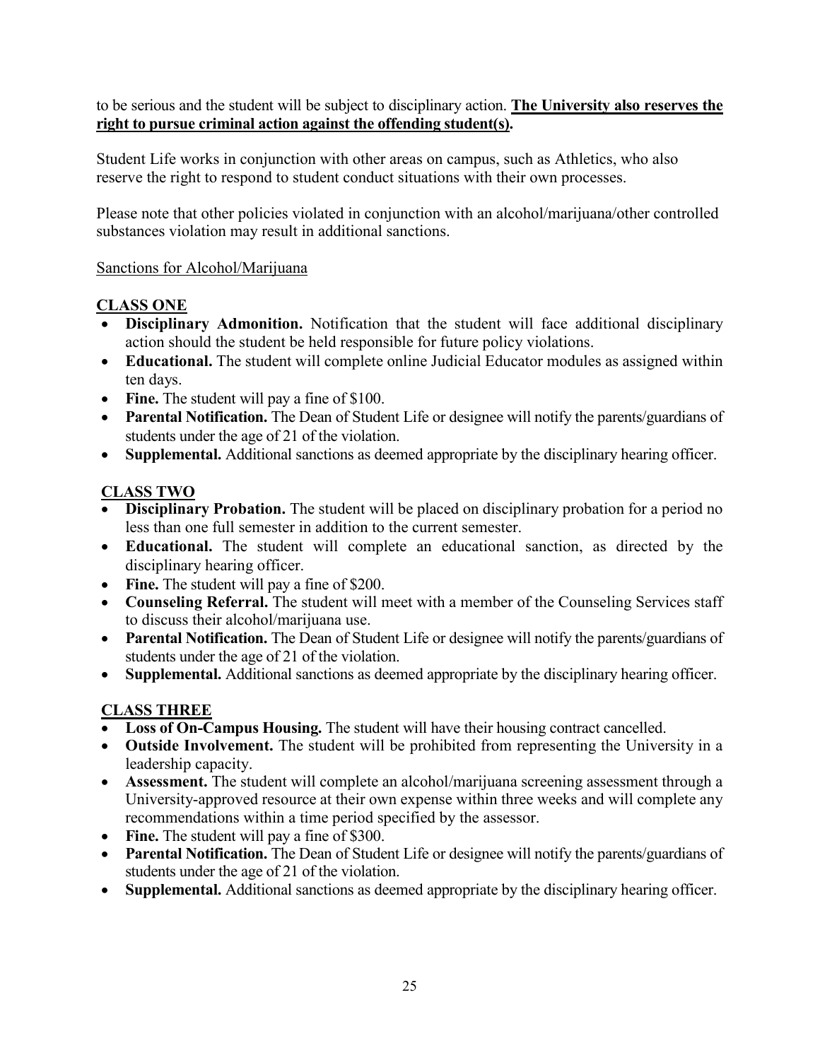to be serious and the student will be subject to disciplinary action. **The University also reserves the right to pursue criminal action against the offending student(s).**

Student Life works in conjunction with other areas on campus, such as Athletics, who also reserve the right to respond to student conduct situations with their own processes.

Please note that other policies violated in conjunction with an alcohol/marijuana/other controlled substances violation may result in additional sanctions.

Sanctions for Alcohol/Marijuana

**CLASS ONE**

- **Disciplinary Admonition.** Notification that the student will face additional disciplinary action should the student be held responsible for future policy violations.
- **Educational.** The student will complete online Judicial Educator modules as assigned within ten days.
- **Fine.** The student will pay a fine of $100.
- **Parental Notification.** The Dean of Student Life or designee will notify the parents/guardians of students under the age of 21 of the violation.
- **Supplemental.** Additional sanctions as deemed appropriate by the disciplinary hearing officer.

**CLASS TWO**

- **Disciplinary Probation.** The student will be placed on disciplinary probation for a period no less than one full semester in addition to the current semester.
- **Educational.** The student will complete an educational sanction, as directed by the disciplinary hearing officer.
- **Fine.** The student will pay a fine of $200.
- **Counseling Referral.** The student will meet with a member of the Counseling Services staff to discuss their alcohol/marijuana use.
- **Parental Notification.** The Dean of Student Life or designee will notify the parents/guardians of students under the age of 21 of the violation.
- **Supplemental.** Additional sanctions as deemed appropriate by the disciplinary hearing officer.

**CLASS THREE**

- **Loss of On-Campus Housing.** The student will have their housing contract cancelled.
- **Outside Involvement.** The student will be prohibited from representing the University in a leadership capacity.
- **Assessment.** The student will complete an alcohol/marijuana screening assessment through a University-approved resource at their own expense within three weeks and will complete any recommendations within a time period specified by the assessor.
- **Fine.** The student will pay a fine of $300.
- **Parental Notification.** The Dean of Student Life or designee will notify the parents/guardians of students under the age of 21 of the violation.
- **Supplemental.** Additional sanctions as deemed appropriate by the disciplinary hearing officer.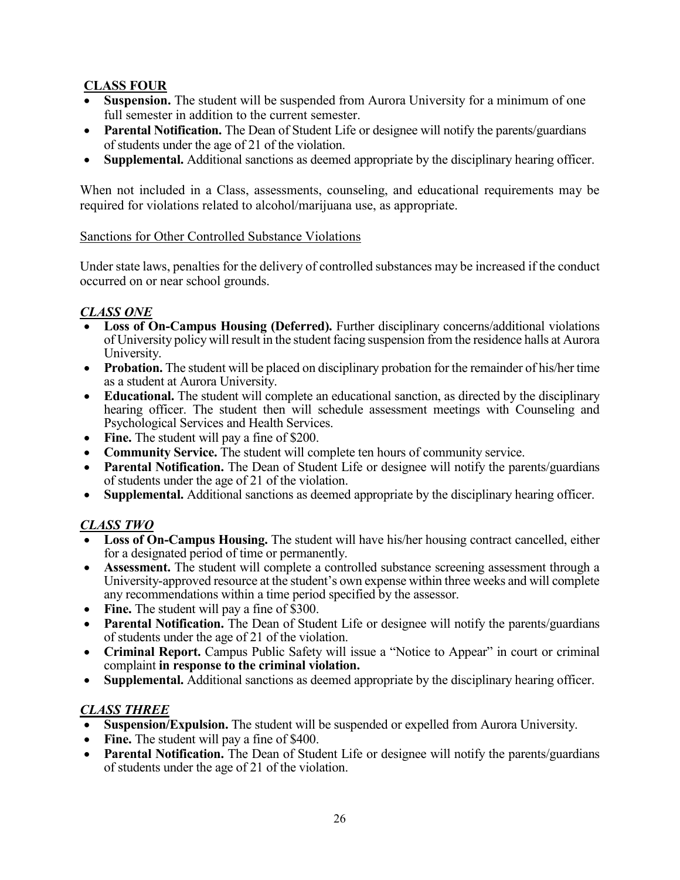**CLASS FOUR**

- **Suspension.** The student will be suspended from Aurora University for a minimum of one full semester in addition to the current semester.
- **Parental Notification.** The Dean of Student Life or designee will notify the parents/guardians of students under the age of 21 of the violation.
- **Supplemental.** Additional sanctions as deemed appropriate by the disciplinary hearing officer.

When not included in a Class, assessments, counseling, and educational requirements may be required for violations related to alcohol/marijuana use, as appropriate.

Sanctions for Other Controlled Substance Violations

Under state laws, penalties for the delivery of controlled substances may be increased if the conduct occurred on or near school grounds.

***CLASS ONE***

- **Loss of On-Campus Housing (Deferred).** Further disciplinary concerns/additional violations of University policy will result in the student facing suspension from the residence halls at Aurora University.
- **Probation.** The student will be placed on disciplinary probation for the remainder of his/her time as a student at Aurora University.
- **Educational.** The student will complete an educational sanction, as directed by the disciplinary hearing officer. The student then will schedule assessment meetings with Counseling and Psychological Services and Health Services.
- **Fine.** The student will pay a fine of $200.
- **Community Service.** The student will complete ten hours of community service.
- **Parental Notification.** The Dean of Student Life or designee will notify the parents/guardians of students under the age of 21 of the violation.
- **Supplemental.** Additional sanctions as deemed appropriate by the disciplinary hearing officer.

***CLASS TWO***

- **Loss of On-Campus Housing.** The student will have his/her housing contract cancelled, either for a designated period of time or permanently.
- **Assessment.** The student will complete a controlled substance screening assessment through a University-approved resource at the student's own expense within three weeks and will complete any recommendations within a time period specified by the assessor.
- **Fine.** The student will pay a fine of $300.
- **Parental Notification.** The Dean of Student Life or designee will notify the parents/guardians of students under the age of 21 of the violation.
- **Criminal Report.** Campus Public Safety will issue a "Notice to Appear" in court or criminal complaint **in response to the criminal violation.**
- **Supplemental.** Additional sanctions as deemed appropriate by the disciplinary hearing officer.

***CLASS THREE***

- **Suspension/Expulsion.** The student will be suspended or expelled from Aurora University.
- **Fine.** The student will pay a fine of $400.
- **Parental Notification.** The Dean of Student Life or designee will notify the parents/guardians of students under the age of 21 of the violation.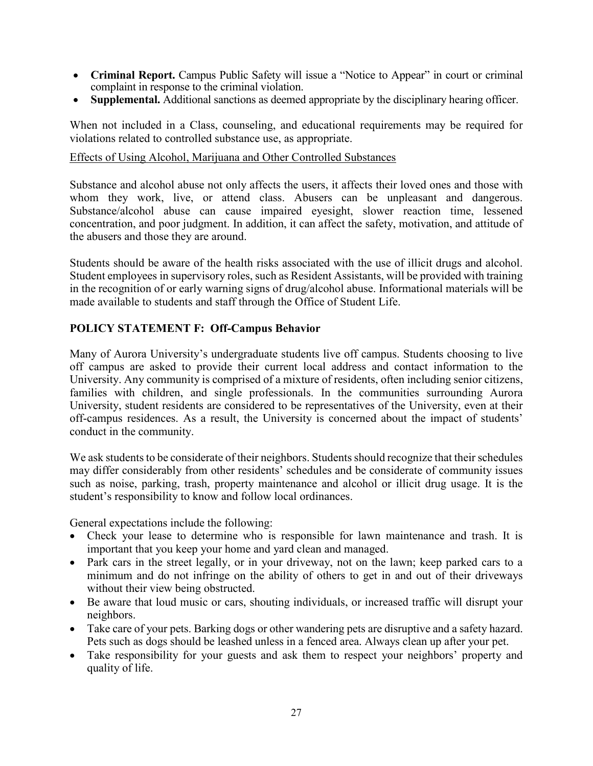- **Criminal Report.** Campus Public Safety will issue a "Notice to Appear" in court or criminal complaint in response to the criminal violation.
- **Supplemental.** Additional sanctions as deemed appropriate by the disciplinary hearing officer.

When not included in a Class, counseling, and educational requirements may be required for violations related to controlled substance use, as appropriate.

<u>Effects of Using Alcohol, Marijuana and Other Controlled Substances</u>

Substance and alcohol abuse not only affects the users, it affects their loved ones and those with whom they work, live, or attend class. Abusers can be unpleasant and dangerous. Substance/alcohol abuse can cause impaired eyesight, slower reaction time, lessened concentration, and poor judgment. In addition, it can affect the safety, motivation, and attitude of the abusers and those they are around.

Students should be aware of the health risks associated with the use of illicit drugs and alcohol. Student employees in supervisory roles, such as Resident Assistants, will be provided with training in the recognition of or early warning signs of drug/alcohol abuse. Informational materials will be made available to students and staff through the Office of Student Life.

## POLICY STATEMENT F: Off-Campus Behavior

Many of Aurora University's undergraduate students live off campus. Students choosing to live off campus are asked to provide their current local address and contact information to the University. Any community is comprised of a mixture of residents, often including senior citizens, families with children, and single professionals. In the communities surrounding Aurora University, student residents are considered to be representatives of the University, even at their off-campus residences. As a result, the University is concerned about the impact of students' conduct in the community.

We ask students to be considerate of their neighbors. Students should recognize that their schedules may differ considerably from other residents' schedules and be considerate of community issues such as noise, parking, trash, property maintenance and alcohol or illicit drug usage. It is the student's responsibility to know and follow local ordinances.

General expectations include the following:

- Check your lease to determine who is responsible for lawn maintenance and trash. It is important that you keep your home and yard clean and managed.
- Park cars in the street legally, or in your driveway, not on the lawn; keep parked cars to a minimum and do not infringe on the ability of others to get in and out of their driveways without their view being obstructed.
- Be aware that loud music or cars, shouting individuals, or increased traffic will disrupt your neighbors.
- Take care of your pets. Barking dogs or other wandering pets are disruptive and a safety hazard. Pets such as dogs should be leashed unless in a fenced area. Always clean up after your pet.
- Take responsibility for your guests and ask them to respect your neighbors' property and quality of life.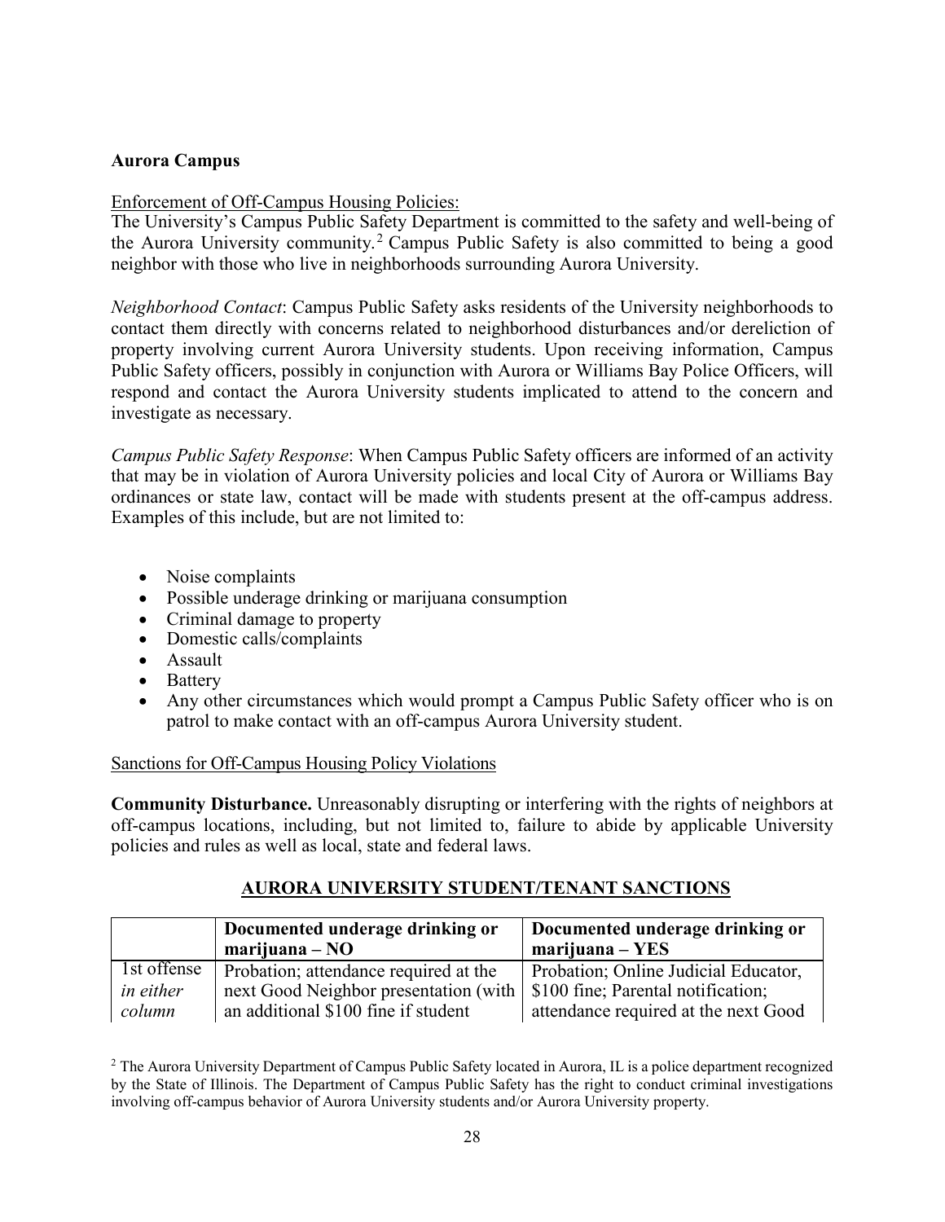**Aurora Campus**

Enforcement of Off-Campus Housing Policies:

The University's Campus Public Safety Department is committed to the safety and well-being of the Aurora University community.[2] Campus Public Safety is also committed to being a good neighbor with those who live in neighborhoods surrounding Aurora University.

*Neighborhood Contact*: Campus Public Safety asks residents of the University neighborhoods to contact them directly with concerns related to neighborhood disturbances and/or dereliction of property involving current Aurora University students. Upon receiving information, Campus Public Safety officers, possibly in conjunction with Aurora or Williams Bay Police Officers, will respond and contact the Aurora University students implicated to attend to the concern and investigate as necessary.

*Campus Public Safety Response*: When Campus Public Safety officers are informed of an activity that may be in violation of Aurora University policies and local City of Aurora or Williams Bay ordinances or state law, contact will be made with students present at the off-campus address. Examples of this include, but are not limited to:

- Noise complaints
- Possible underage drinking or marijuana consumption
- Criminal damage to property
- Domestic calls/complaints
- Assault
- Battery
- Any other circumstances which would prompt a Campus Public Safety officer who is on patrol to make contact with an off-campus Aurora University student.

Sanctions for Off-Campus Housing Policy Violations

**Community Disturbance.** Unreasonably disrupting or interfering with the rights of neighbors at off-campus locations, including, but not limited to, failure to abide by applicable University policies and rules as well as local, state and federal laws.

**AURORA UNIVERSITY STUDENT/TENANT SANCTIONS**

| | **Documented underage drinking or marijuana – NO** | **Documented underage drinking or marijuana – YES** |
|---|---|---|
| 1st offense *in either column* | Probation; attendance required at the next Good Neighbor presentation (with an additional $100 fine if student | Probation; Online Judicial Educator, $100 fine; Parental notification; attendance required at the next Good |

[2] The Aurora University Department of Campus Public Safety located in Aurora, IL is a police department recognized by the State of Illinois. The Department of Campus Public Safety has the right to conduct criminal investigations involving off-campus behavior of Aurora University students and/or Aurora University property.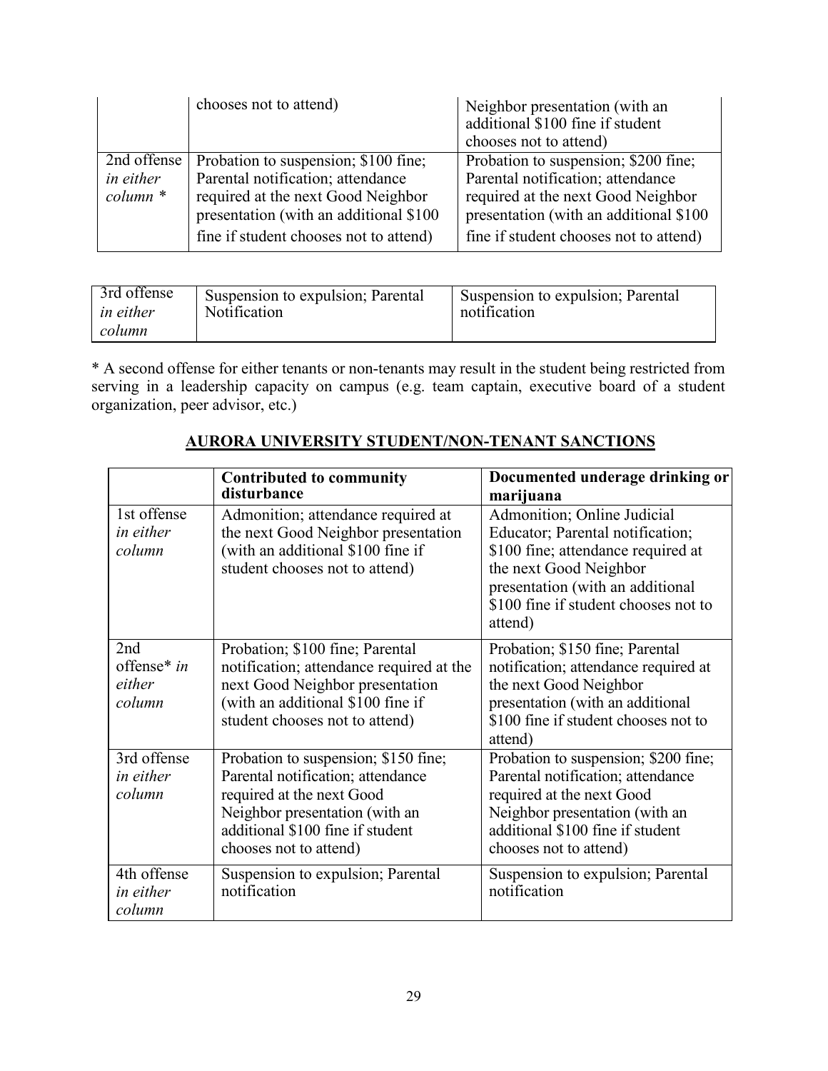| | chooses not to attend) | Neighbor presentation (with an additional $100 fine if student chooses not to attend) |
|---|---|---|
| 2nd offense *in either column* * | Probation to suspension; $100 fine; Parental notification; attendance required at the next Good Neighbor presentation (with an additional $100 fine if student chooses not to attend) | Probation to suspension; $200 fine; Parental notification; attendance required at the next Good Neighbor presentation (with an additional $100 fine if student chooses not to attend) |
| 3rd offense *in either column* | Suspension to expulsion; Parental Notification | Suspension to expulsion; Parental notification |

* A second offense for either tenants or non-tenants may result in the student being restricted from serving in a leadership capacity on campus (e.g. team captain, executive board of a student organization, peer advisor, etc.)

## AURORA UNIVERSITY STUDENT/NON-TENANT SANCTIONS

| | **Contributed to community disturbance** | **Documented underage drinking or marijuana** |
|---|---|---|
| 1st offense *in either column* | Admonition; attendance required at the next Good Neighbor presentation (with an additional $100 fine if student chooses not to attend) | Admonition; Online Judicial Educator; Parental notification; $100 fine; attendance required at the next Good Neighbor presentation (with an additional $100 fine if student chooses not to attend) |
| 2nd offense* *in either column* | Probation; $100 fine; Parental notification; attendance required at the next Good Neighbor presentation (with an additional $100 fine if student chooses not to attend) | Probation; $150 fine; Parental notification; attendance required at the next Good Neighbor presentation (with an additional $100 fine if student chooses not to attend) |
| 3rd offense *in either column* | Probation to suspension; $150 fine; Parental notification; attendance required at the next Good Neighbor presentation (with an additional $100 fine if student chooses not to attend) | Probation to suspension; $200 fine; Parental notification; attendance required at the next Good Neighbor presentation (with an additional $100 fine if student chooses not to attend) |
| 4th offense *in either column* | Suspension to expulsion; Parental notification | Suspension to expulsion; Parental notification |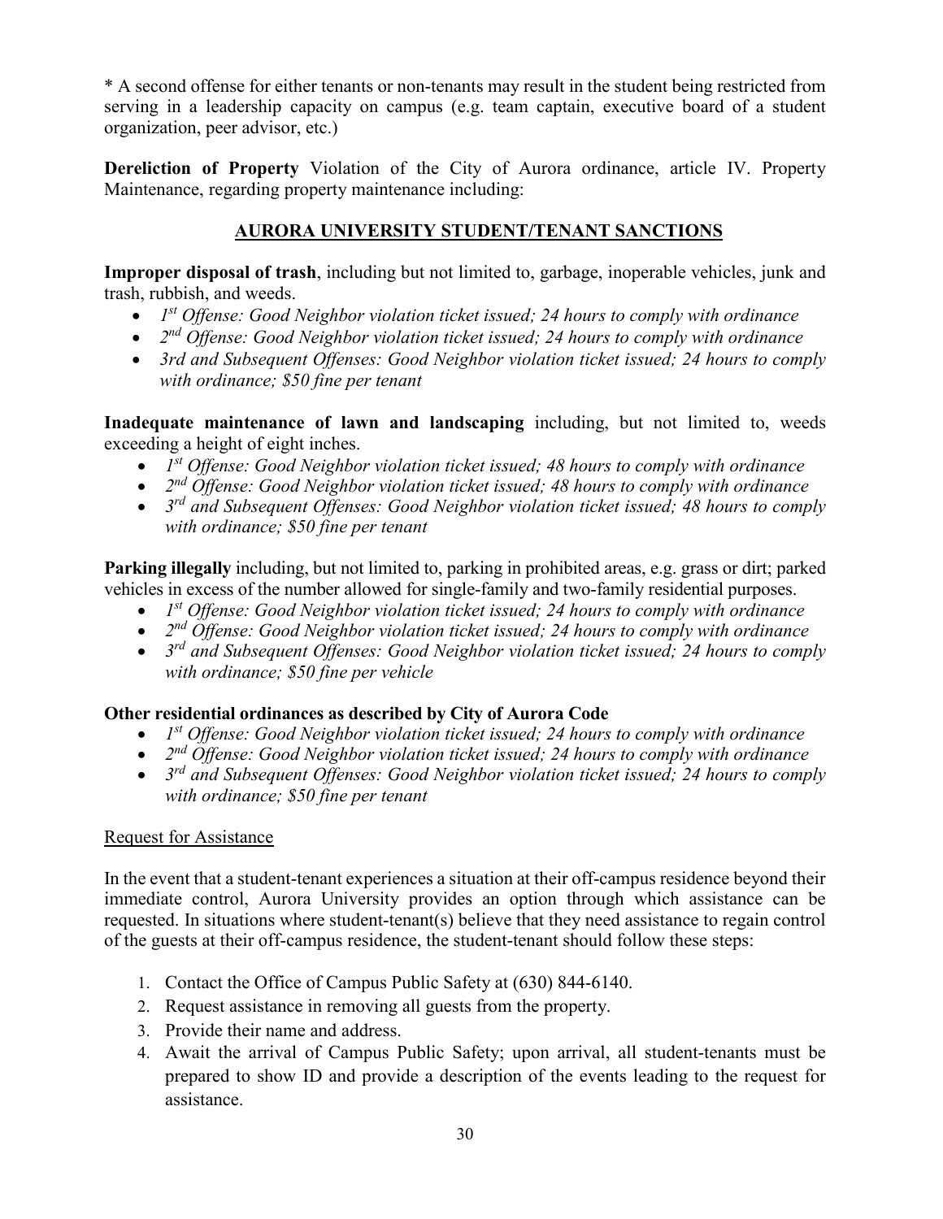* A second offense for either tenants or non-tenants may result in the student being restricted from serving in a leadership capacity on campus (e.g. team captain, executive board of a student organization, peer advisor, etc.)

**Dereliction of Property** Violation of the City of Aurora ordinance, article IV. Property Maintenance, regarding property maintenance including:

## AURORA UNIVERSITY STUDENT/TENANT SANCTIONS

**Improper disposal of trash**, including but not limited to, garbage, inoperable vehicles, junk and trash, rubbish, and weeds.

- *1st Offense: Good Neighbor violation ticket issued; 24 hours to comply with ordinance*
- *2nd Offense: Good Neighbor violation ticket issued; 24 hours to comply with ordinance*
- *3rd and Subsequent Offenses: Good Neighbor violation ticket issued; 24 hours to comply with ordinance; $50 fine per tenant*

**Inadequate maintenance of lawn and landscaping** including, but not limited to, weeds exceeding a height of eight inches.

- *1st Offense: Good Neighbor violation ticket issued; 48 hours to comply with ordinance*
- *2nd Offense: Good Neighbor violation ticket issued; 48 hours to comply with ordinance*
- *3rd and Subsequent Offenses: Good Neighbor violation ticket issued; 48 hours to comply with ordinance; $50 fine per tenant*

**Parking illegally** including, but not limited to, parking in prohibited areas, e.g. grass or dirt; parked vehicles in excess of the number allowed for single-family and two-family residential purposes.

- *1st Offense: Good Neighbor violation ticket issued; 24 hours to comply with ordinance*
- *2nd Offense: Good Neighbor violation ticket issued; 24 hours to comply with ordinance*
- *3rd and Subsequent Offenses: Good Neighbor violation ticket issued; 24 hours to comply with ordinance; $50 fine per vehicle*

**Other residential ordinances as described by City of Aurora Code**

- *1st Offense: Good Neighbor violation ticket issued; 24 hours to comply with ordinance*
- *2nd Offense: Good Neighbor violation ticket issued; 24 hours to comply with ordinance*
- *3rd and Subsequent Offenses: Good Neighbor violation ticket issued; 24 hours to comply with ordinance; $50 fine per tenant*

<u>Request for Assistance</u>

In the event that a student-tenant experiences a situation at their off-campus residence beyond their immediate control, Aurora University provides an option through which assistance can be requested. In situations where student-tenant(s) believe that they need assistance to regain control of the guests at their off-campus residence, the student-tenant should follow these steps:

1. Contact the Office of Campus Public Safety at (630) 844-6140.
2. Request assistance in removing all guests from the property.
3. Provide their name and address.
4. Await the arrival of Campus Public Safety; upon arrival, all student-tenants must be prepared to show ID and provide a description of the events leading to the request for assistance.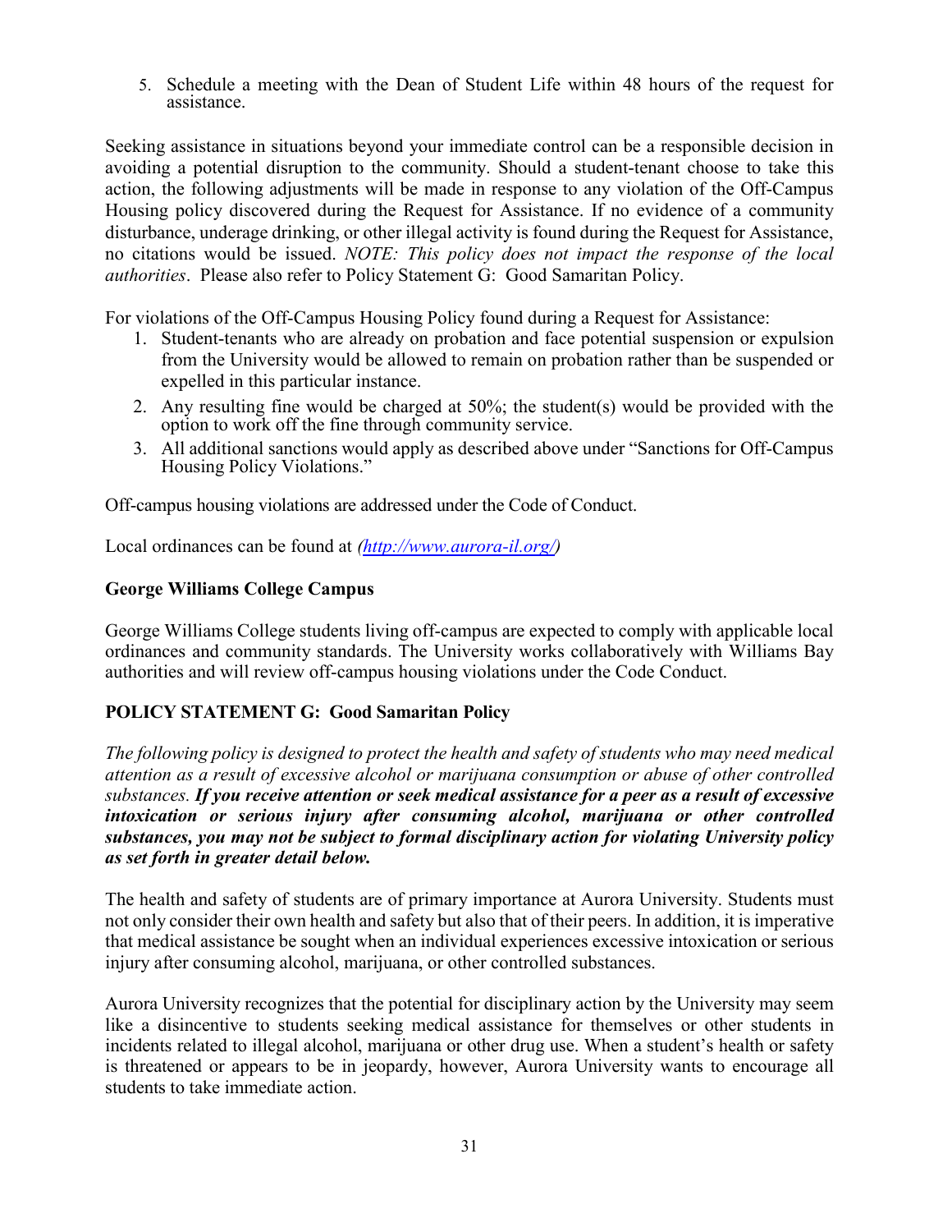5. Schedule a meeting with the Dean of Student Life within 48 hours of the request for assistance.

Seeking assistance in situations beyond your immediate control can be a responsible decision in avoiding a potential disruption to the community. Should a student-tenant choose to take this action, the following adjustments will be made in response to any violation of the Off-Campus Housing policy discovered during the Request for Assistance. If no evidence of a community disturbance, underage drinking, or other illegal activity is found during the Request for Assistance, no citations would be issued. *NOTE: This policy does not impact the response of the local authorities*. Please also refer to Policy Statement G: Good Samaritan Policy.

For violations of the Off-Campus Housing Policy found during a Request for Assistance:

1. Student-tenants who are already on probation and face potential suspension or expulsion from the University would be allowed to remain on probation rather than be suspended or expelled in this particular instance.
2. Any resulting fine would be charged at 50%; the student(s) would be provided with the option to work off the fine through community service.
3. All additional sanctions would apply as described above under "Sanctions for Off-Campus Housing Policy Violations."

Off-campus housing violations are addressed under the Code of Conduct.

Local ordinances can be found at *(http://www.aurora-il.org/)*

**George Williams College Campus**

George Williams College students living off-campus are expected to comply with applicable local ordinances and community standards. The University works collaboratively with Williams Bay authorities and will review off-campus housing violations under the Code Conduct.

## POLICY STATEMENT G: Good Samaritan Policy

*The following policy is designed to protect the health and safety of students who may need medical attention as a result of excessive alcohol or marijuana consumption or abuse of other controlled substances.* ***If you receive attention or seek medical assistance for a peer as a result of excessive intoxication or serious injury after consuming alcohol, marijuana or other controlled substances, you may not be subject to formal disciplinary action for violating University policy as set forth in greater detail below.***

The health and safety of students are of primary importance at Aurora University. Students must not only consider their own health and safety but also that of their peers. In addition, it is imperative that medical assistance be sought when an individual experiences excessive intoxication or serious injury after consuming alcohol, marijuana, or other controlled substances.

Aurora University recognizes that the potential for disciplinary action by the University may seem like a disincentive to students seeking medical assistance for themselves or other students in incidents related to illegal alcohol, marijuana or other drug use. When a student's health or safety is threatened or appears to be in jeopardy, however, Aurora University wants to encourage all students to take immediate action.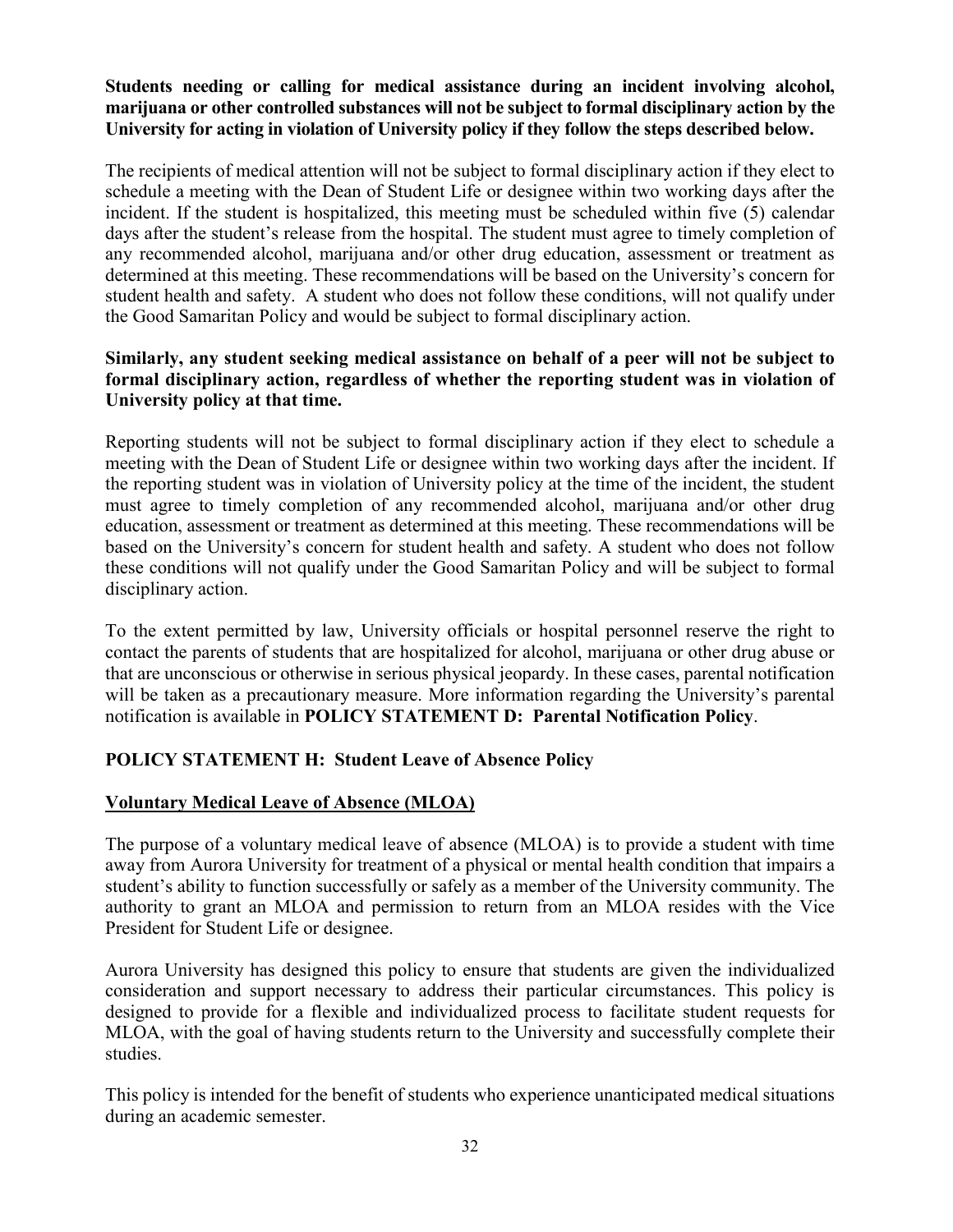**Students needing or calling for medical assistance during an incident involving alcohol, marijuana or other controlled substances will not be subject to formal disciplinary action by the University for acting in violation of University policy if they follow the steps described below.**

The recipients of medical attention will not be subject to formal disciplinary action if they elect to schedule a meeting with the Dean of Student Life or designee within two working days after the incident. If the student is hospitalized, this meeting must be scheduled within five (5) calendar days after the student's release from the hospital. The student must agree to timely completion of any recommended alcohol, marijuana and/or other drug education, assessment or treatment as determined at this meeting. These recommendations will be based on the University's concern for student health and safety. A student who does not follow these conditions, will not qualify under the Good Samaritan Policy and would be subject to formal disciplinary action.

**Similarly, any student seeking medical assistance on behalf of a peer will not be subject to formal disciplinary action, regardless of whether the reporting student was in violation of University policy at that time.**

Reporting students will not be subject to formal disciplinary action if they elect to schedule a meeting with the Dean of Student Life or designee within two working days after the incident. If the reporting student was in violation of University policy at the time of the incident, the student must agree to timely completion of any recommended alcohol, marijuana and/or other drug education, assessment or treatment as determined at this meeting. These recommendations will be based on the University's concern for student health and safety. A student who does not follow these conditions will not qualify under the Good Samaritan Policy and will be subject to formal disciplinary action.

To the extent permitted by law, University officials or hospital personnel reserve the right to contact the parents of students that are hospitalized for alcohol, marijuana or other drug abuse or that are unconscious or otherwise in serious physical jeopardy. In these cases, parental notification will be taken as a precautionary measure. More information regarding the University's parental notification is available in **POLICY STATEMENT D: Parental Notification Policy**.

## POLICY STATEMENT H: Student Leave of Absence Policy

### Voluntary Medical Leave of Absence (MLOA)

The purpose of a voluntary medical leave of absence (MLOA) is to provide a student with time away from Aurora University for treatment of a physical or mental health condition that impairs a student's ability to function successfully or safely as a member of the University community. The authority to grant an MLOA and permission to return from an MLOA resides with the Vice President for Student Life or designee.

Aurora University has designed this policy to ensure that students are given the individualized consideration and support necessary to address their particular circumstances. This policy is designed to provide for a flexible and individualized process to facilitate student requests for MLOA, with the goal of having students return to the University and successfully complete their studies.

This policy is intended for the benefit of students who experience unanticipated medical situations during an academic semester.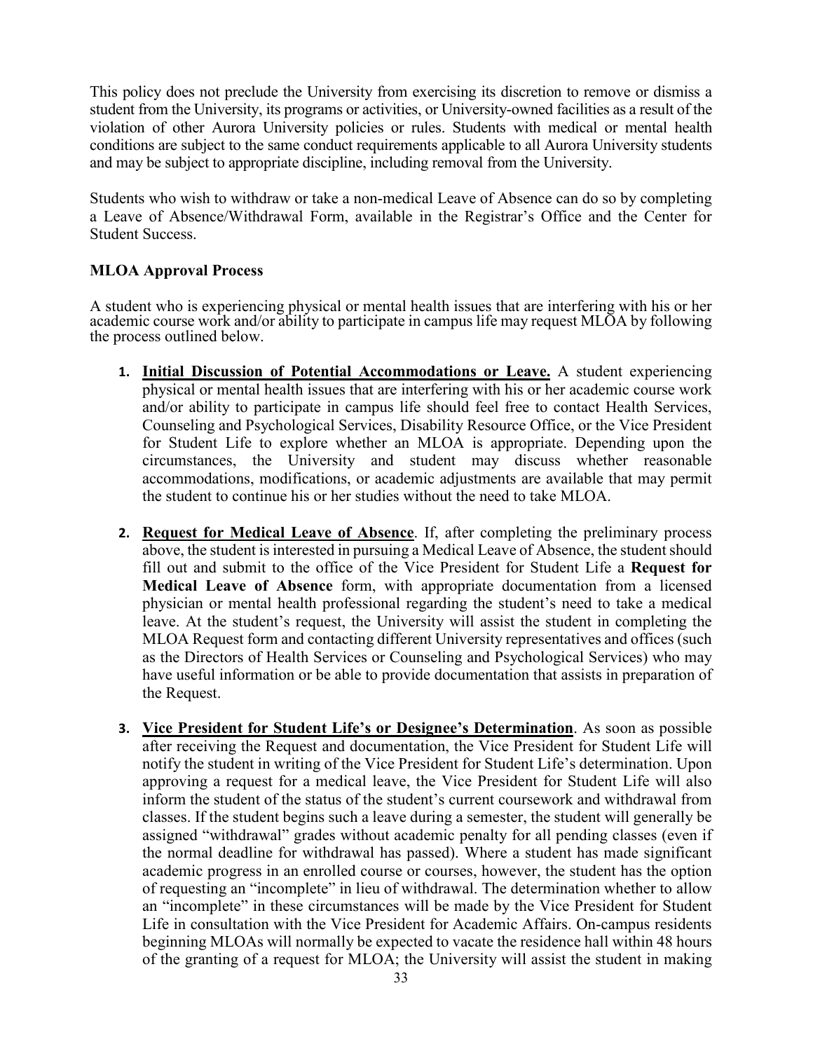This policy does not preclude the University from exercising its discretion to remove or dismiss a student from the University, its programs or activities, or University-owned facilities as a result of the violation of other Aurora University policies or rules. Students with medical or mental health conditions are subject to the same conduct requirements applicable to all Aurora University students and may be subject to appropriate discipline, including removal from the University.

Students who wish to withdraw or take a non-medical Leave of Absence can do so by completing a Leave of Absence/Withdrawal Form, available in the Registrar's Office and the Center for Student Success.

**MLOA Approval Process**

A student who is experiencing physical or mental health issues that are interfering with his or her academic course work and/or ability to participate in campus life may request MLOA by following the process outlined below.

1. **Initial Discussion of Potential Accommodations or Leave.** A student experiencing physical or mental health issues that are interfering with his or her academic course work and/or ability to participate in campus life should feel free to contact Health Services, Counseling and Psychological Services, Disability Resource Office, or the Vice President for Student Life to explore whether an MLOA is appropriate. Depending upon the circumstances, the University and student may discuss whether reasonable accommodations, modifications, or academic adjustments are available that may permit the student to continue his or her studies without the need to take MLOA.

2. **Request for Medical Leave of Absence**. If, after completing the preliminary process above, the student is interested in pursuing a Medical Leave of Absence, the student should fill out and submit to the office of the Vice President for Student Life a **Request for Medical Leave of Absence** form, with appropriate documentation from a licensed physician or mental health professional regarding the student's need to take a medical leave. At the student's request, the University will assist the student in completing the MLOA Request form and contacting different University representatives and offices (such as the Directors of Health Services or Counseling and Psychological Services) who may have useful information or be able to provide documentation that assists in preparation of the Request.

3. **Vice President for Student Life's or Designee's Determination**. As soon as possible after receiving the Request and documentation, the Vice President for Student Life will notify the student in writing of the Vice President for Student Life's determination. Upon approving a request for a medical leave, the Vice President for Student Life will also inform the student of the status of the student's current coursework and withdrawal from classes. If the student begins such a leave during a semester, the student will generally be assigned "withdrawal" grades without academic penalty for all pending classes (even if the normal deadline for withdrawal has passed). Where a student has made significant academic progress in an enrolled course or courses, however, the student has the option of requesting an "incomplete" in lieu of withdrawal. The determination whether to allow an "incomplete" in these circumstances will be made by the Vice President for Student Life in consultation with the Vice President for Academic Affairs. On-campus residents beginning MLOAs will normally be expected to vacate the residence hall within 48 hours of the granting of a request for MLOA; the University will assist the student in making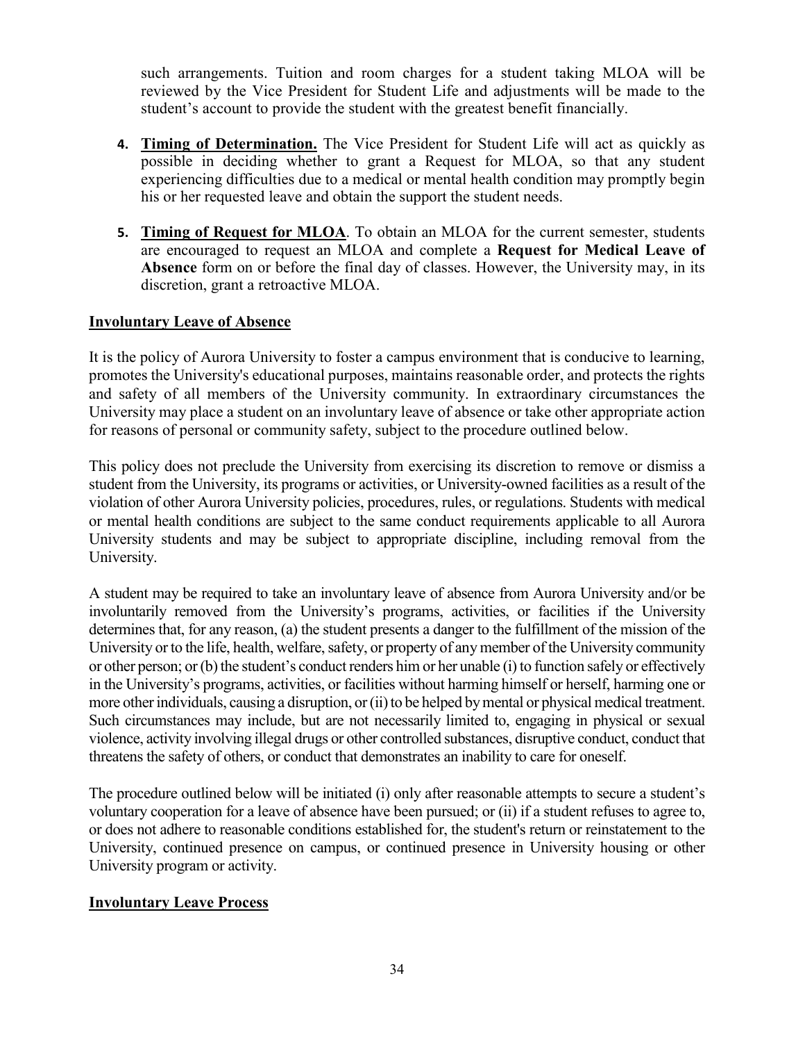such arrangements. Tuition and room charges for a student taking MLOA will be reviewed by the Vice President for Student Life and adjustments will be made to the student's account to provide the student with the greatest benefit financially.

4. **Timing of Determination.** The Vice President for Student Life will act as quickly as possible in deciding whether to grant a Request for MLOA, so that any student experiencing difficulties due to a medical or mental health condition may promptly begin his or her requested leave and obtain the support the student needs.

5. **Timing of Request for MLOA**. To obtain an MLOA for the current semester, students are encouraged to request an MLOA and complete a **Request for Medical Leave of Absence** form on or before the final day of classes. However, the University may, in its discretion, grant a retroactive MLOA.

## Involuntary Leave of Absence

It is the policy of Aurora University to foster a campus environment that is conducive to learning, promotes the University's educational purposes, maintains reasonable order, and protects the rights and safety of all members of the University community. In extraordinary circumstances the University may place a student on an involuntary leave of absence or take other appropriate action for reasons of personal or community safety, subject to the procedure outlined below.

This policy does not preclude the University from exercising its discretion to remove or dismiss a student from the University, its programs or activities, or University-owned facilities as a result of the violation of other Aurora University policies, procedures, rules, or regulations. Students with medical or mental health conditions are subject to the same conduct requirements applicable to all Aurora University students and may be subject to appropriate discipline, including removal from the University.

A student may be required to take an involuntary leave of absence from Aurora University and/or be involuntarily removed from the University's programs, activities, or facilities if the University determines that, for any reason, (a) the student presents a danger to the fulfillment of the mission of the University or to the life, health, welfare, safety, or property of any member of the University community or other person; or (b) the student's conduct renders him or her unable (i) to function safely or effectively in the University's programs, activities, or facilities without harming himself or herself, harming one or more other individuals, causing a disruption, or (ii) to be helped by mental or physical medical treatment. Such circumstances may include, but are not necessarily limited to, engaging in physical or sexual violence, activity involving illegal drugs or other controlled substances, disruptive conduct, conduct that threatens the safety of others, or conduct that demonstrates an inability to care for oneself.

The procedure outlined below will be initiated (i) only after reasonable attempts to secure a student's voluntary cooperation for a leave of absence have been pursued; or (ii) if a student refuses to agree to, or does not adhere to reasonable conditions established for, the student's return or reinstatement to the University, continued presence on campus, or continued presence in University housing or other University program or activity.

## Involuntary Leave Process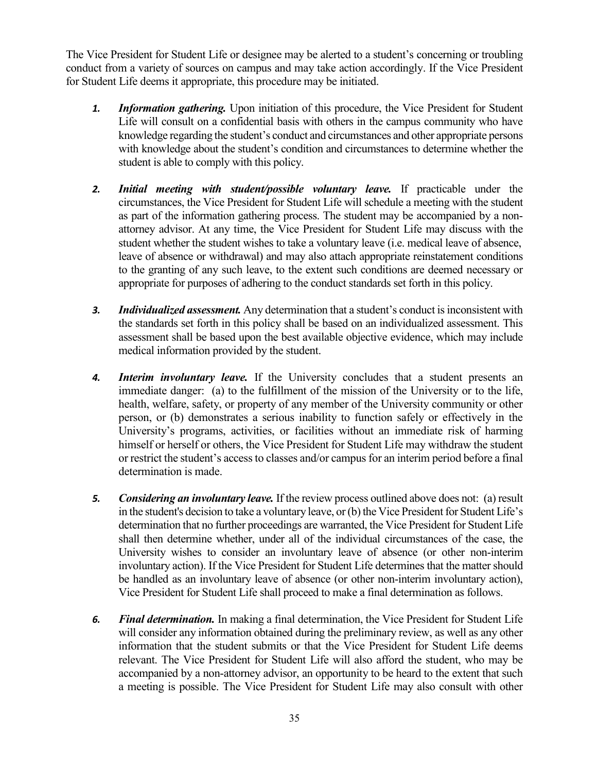The Vice President for Student Life or designee may be alerted to a student's concerning or troubling conduct from a variety of sources on campus and may take action accordingly. If the Vice President for Student Life deems it appropriate, this procedure may be initiated.

1. ***Information gathering.*** Upon initiation of this procedure, the Vice President for Student Life will consult on a confidential basis with others in the campus community who have knowledge regarding the student's conduct and circumstances and other appropriate persons with knowledge about the student's condition and circumstances to determine whether the student is able to comply with this policy.

2. ***Initial meeting with student/possible voluntary leave.*** If practicable under the circumstances, the Vice President for Student Life will schedule a meeting with the student as part of the information gathering process. The student may be accompanied by a non-attorney advisor. At any time, the Vice President for Student Life may discuss with the student whether the student wishes to take a voluntary leave (i.e. medical leave of absence, leave of absence or withdrawal) and may also attach appropriate reinstatement conditions to the granting of any such leave, to the extent such conditions are deemed necessary or appropriate for purposes of adhering to the conduct standards set forth in this policy.

3. ***Individualized assessment.*** Any determination that a student's conduct is inconsistent with the standards set forth in this policy shall be based on an individualized assessment. This assessment shall be based upon the best available objective evidence, which may include medical information provided by the student.

4. ***Interim involuntary leave.*** If the University concludes that a student presents an immediate danger: (a) to the fulfillment of the mission of the University or to the life, health, welfare, safety, or property of any member of the University community or other person, or (b) demonstrates a serious inability to function safely or effectively in the University's programs, activities, or facilities without an immediate risk of harming himself or herself or others, the Vice President for Student Life may withdraw the student or restrict the student's access to classes and/or campus for an interim period before a final determination is made.

5. ***Considering an involuntary leave.*** If the review process outlined above does not: (a) result in the student's decision to take a voluntary leave, or (b) the Vice President for Student Life's determination that no further proceedings are warranted, the Vice President for Student Life shall then determine whether, under all of the individual circumstances of the case, the University wishes to consider an involuntary leave of absence (or other non-interim involuntary action). If the Vice President for Student Life determines that the matter should be handled as an involuntary leave of absence (or other non-interim involuntary action), Vice President for Student Life shall proceed to make a final determination as follows.

6. ***Final determination.*** In making a final determination, the Vice President for Student Life will consider any information obtained during the preliminary review, as well as any other information that the student submits or that the Vice President for Student Life deems relevant. The Vice President for Student Life will also afford the student, who may be accompanied by a non-attorney advisor, an opportunity to be heard to the extent that such a meeting is possible. The Vice President for Student Life may also consult with other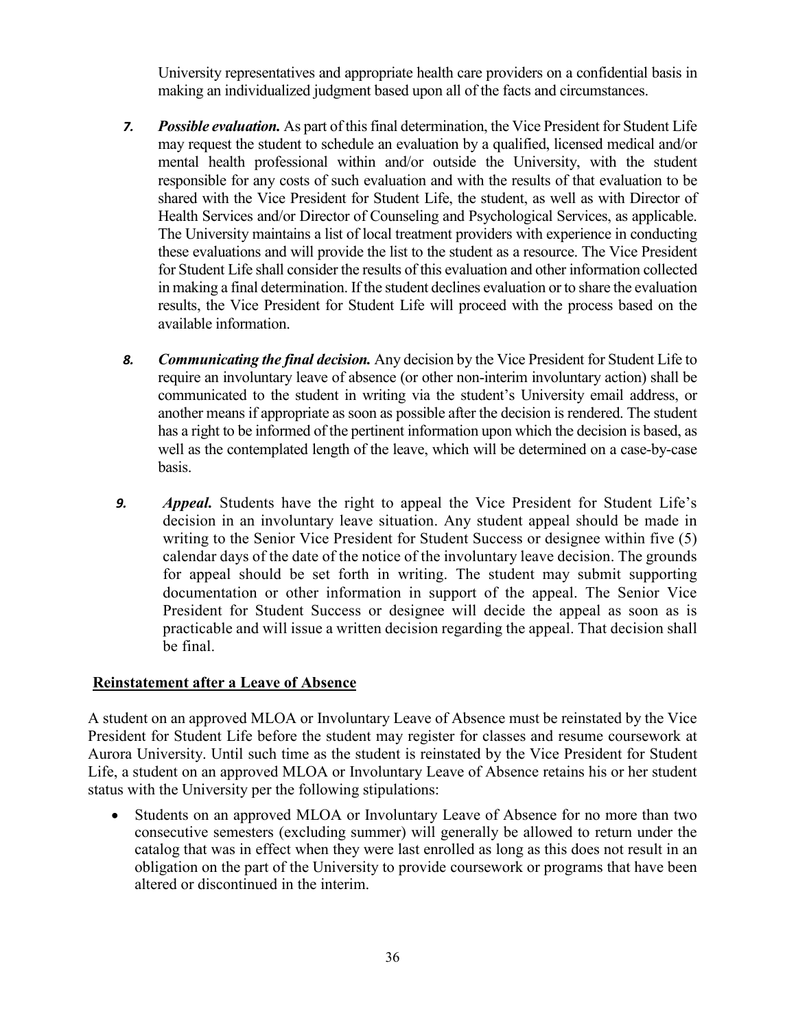University representatives and appropriate health care providers on a confidential basis in making an individualized judgment based upon all of the facts and circumstances.

7. ***Possible evaluation.*** As part of this final determination, the Vice President for Student Life may request the student to schedule an evaluation by a qualified, licensed medical and/or mental health professional within and/or outside the University, with the student responsible for any costs of such evaluation and with the results of that evaluation to be shared with the Vice President for Student Life, the student, as well as with Director of Health Services and/or Director of Counseling and Psychological Services, as applicable. The University maintains a list of local treatment providers with experience in conducting these evaluations and will provide the list to the student as a resource. The Vice President for Student Life shall consider the results of this evaluation and other information collected in making a final determination. If the student declines evaluation or to share the evaluation results, the Vice President for Student Life will proceed with the process based on the available information.

8. ***Communicating the final decision.*** Any decision by the Vice President for Student Life to require an involuntary leave of absence (or other non-interim involuntary action) shall be communicated to the student in writing via the student's University email address, or another means if appropriate as soon as possible after the decision is rendered. The student has a right to be informed of the pertinent information upon which the decision is based, as well as the contemplated length of the leave, which will be determined on a case-by-case basis.

9. ***Appeal.*** Students have the right to appeal the Vice President for Student Life's decision in an involuntary leave situation. Any student appeal should be made in writing to the Senior Vice President for Student Success or designee within five (5) calendar days of the date of the notice of the involuntary leave decision. The grounds for appeal should be set forth in writing. The student may submit supporting documentation or other information in support of the appeal. The Senior Vice President for Student Success or designee will decide the appeal as soon as is practicable and will issue a written decision regarding the appeal. That decision shall be final.

## Reinstatement after a Leave of Absence

A student on an approved MLOA or Involuntary Leave of Absence must be reinstated by the Vice President for Student Life before the student may register for classes and resume coursework at Aurora University. Until such time as the student is reinstated by the Vice President for Student Life, a student on an approved MLOA or Involuntary Leave of Absence retains his or her student status with the University per the following stipulations:

- Students on an approved MLOA or Involuntary Leave of Absence for no more than two consecutive semesters (excluding summer) will generally be allowed to return under the catalog that was in effect when they were last enrolled as long as this does not result in an obligation on the part of the University to provide coursework or programs that have been altered or discontinued in the interim.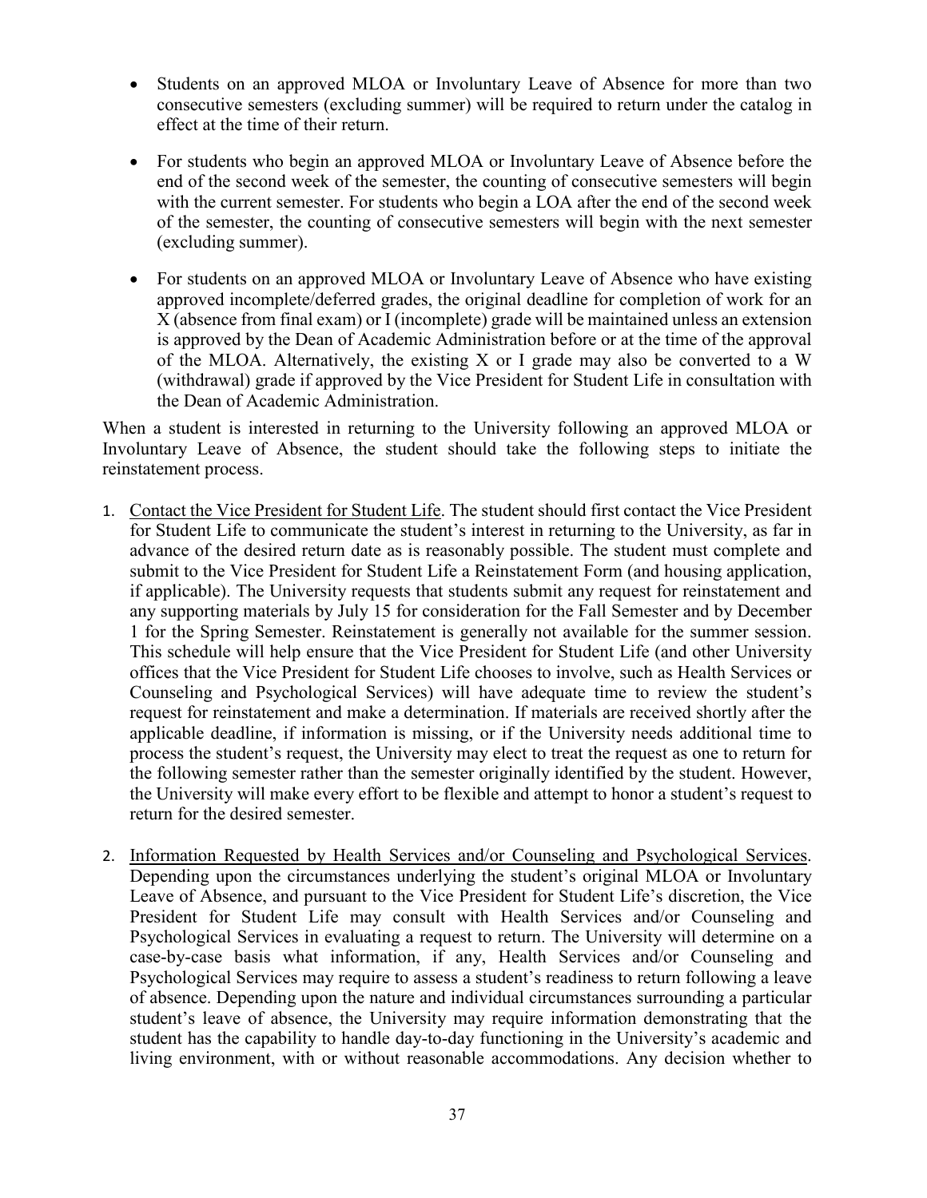- Students on an approved MLOA or Involuntary Leave of Absence for more than two consecutive semesters (excluding summer) will be required to return under the catalog in effect at the time of their return.

- For students who begin an approved MLOA or Involuntary Leave of Absence before the end of the second week of the semester, the counting of consecutive semesters will begin with the current semester. For students who begin a LOA after the end of the second week of the semester, the counting of consecutive semesters will begin with the next semester (excluding summer).

- For students on an approved MLOA or Involuntary Leave of Absence who have existing approved incomplete/deferred grades, the original deadline for completion of work for an X (absence from final exam) or I (incomplete) grade will be maintained unless an extension is approved by the Dean of Academic Administration before or at the time of the approval of the MLOA. Alternatively, the existing X or I grade may also be converted to a W (withdrawal) grade if approved by the Vice President for Student Life in consultation with the Dean of Academic Administration.

When a student is interested in returning to the University following an approved MLOA or Involuntary Leave of Absence, the student should take the following steps to initiate the reinstatement process.

1. Contact the Vice President for Student Life. The student should first contact the Vice President for Student Life to communicate the student's interest in returning to the University, as far in advance of the desired return date as is reasonably possible. The student must complete and submit to the Vice President for Student Life a Reinstatement Form (and housing application, if applicable). The University requests that students submit any request for reinstatement and any supporting materials by July 15 for consideration for the Fall Semester and by December 1 for the Spring Semester. Reinstatement is generally not available for the summer session. This schedule will help ensure that the Vice President for Student Life (and other University offices that the Vice President for Student Life chooses to involve, such as Health Services or Counseling and Psychological Services) will have adequate time to review the student's request for reinstatement and make a determination. If materials are received shortly after the applicable deadline, if information is missing, or if the University needs additional time to process the student's request, the University may elect to treat the request as one to return for the following semester rather than the semester originally identified by the student. However, the University will make every effort to be flexible and attempt to honor a student's request to return for the desired semester.

2. Information Requested by Health Services and/or Counseling and Psychological Services. Depending upon the circumstances underlying the student's original MLOA or Involuntary Leave of Absence, and pursuant to the Vice President for Student Life's discretion, the Vice President for Student Life may consult with Health Services and/or Counseling and Psychological Services in evaluating a request to return. The University will determine on a case-by-case basis what information, if any, Health Services and/or Counseling and Psychological Services may require to assess a student's readiness to return following a leave of absence. Depending upon the nature and individual circumstances surrounding a particular student's leave of absence, the University may require information demonstrating that the student has the capability to handle day-to-day functioning in the University's academic and living environment, with or without reasonable accommodations. Any decision whether to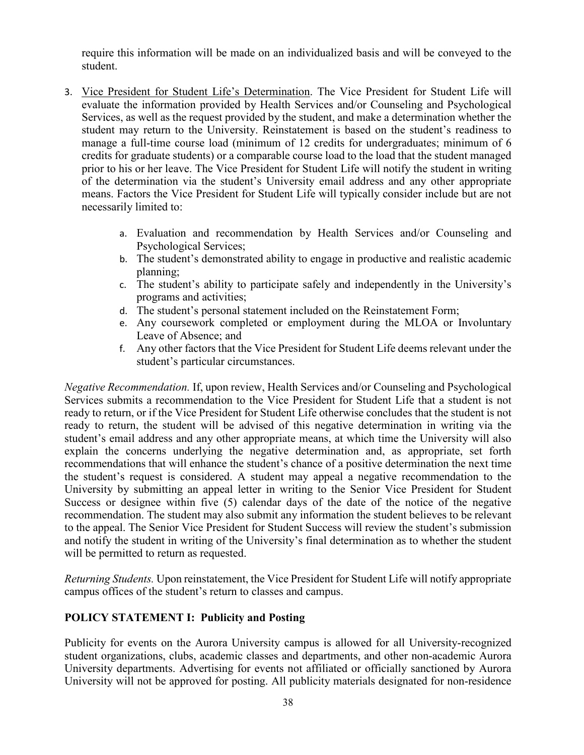require this information will be made on an individualized basis and will be conveyed to the student.

3. Vice President for Student Life's Determination. The Vice President for Student Life will evaluate the information provided by Health Services and/or Counseling and Psychological Services, as well as the request provided by the student, and make a determination whether the student may return to the University. Reinstatement is based on the student's readiness to manage a full-time course load (minimum of 12 credits for undergraduates; minimum of 6 credits for graduate students) or a comparable course load to the load that the student managed prior to his or her leave. The Vice President for Student Life will notify the student in writing of the determination via the student's University email address and any other appropriate means. Factors the Vice President for Student Life will typically consider include but are not necessarily limited to:

   a. Evaluation and recommendation by Health Services and/or Counseling and Psychological Services;
   b. The student's demonstrated ability to engage in productive and realistic academic planning;
   c. The student's ability to participate safely and independently in the University's programs and activities;
   d. The student's personal statement included on the Reinstatement Form;
   e. Any coursework completed or employment during the MLOA or Involuntary Leave of Absence; and
   f. Any other factors that the Vice President for Student Life deems relevant under the student's particular circumstances.

*Negative Recommendation.* If, upon review, Health Services and/or Counseling and Psychological Services submits a recommendation to the Vice President for Student Life that a student is not ready to return, or if the Vice President for Student Life otherwise concludes that the student is not ready to return, the student will be advised of this negative determination in writing via the student's email address and any other appropriate means, at which time the University will also explain the concerns underlying the negative determination and, as appropriate, set forth recommendations that will enhance the student's chance of a positive determination the next time the student's request is considered. A student may appeal a negative recommendation to the University by submitting an appeal letter in writing to the Senior Vice President for Student Success or designee within five (5) calendar days of the date of the notice of the negative recommendation. The student may also submit any information the student believes to be relevant to the appeal. The Senior Vice President for Student Success will review the student's submission and notify the student in writing of the University's final determination as to whether the student will be permitted to return as requested.

*Returning Students.* Upon reinstatement, the Vice President for Student Life will notify appropriate campus offices of the student's return to classes and campus.

**POLICY STATEMENT I: Publicity and Posting**

Publicity for events on the Aurora University campus is allowed for all University-recognized student organizations, clubs, academic classes and departments, and other non-academic Aurora University departments. Advertising for events not affiliated or officially sanctioned by Aurora University will not be approved for posting. All publicity materials designated for non-residence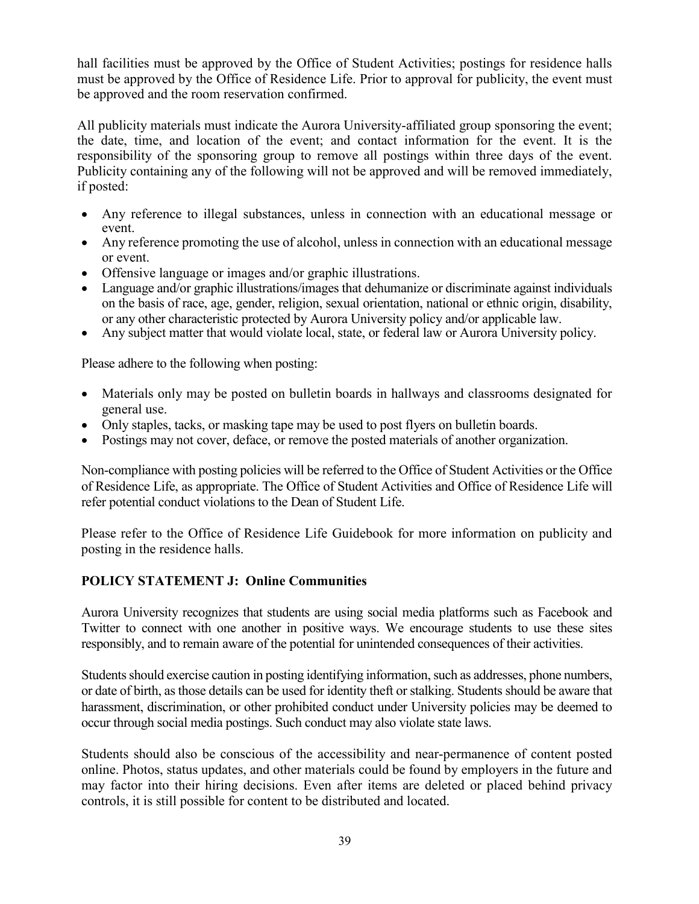hall facilities must be approved by the Office of Student Activities; postings for residence halls must be approved by the Office of Residence Life. Prior to approval for publicity, the event must be approved and the room reservation confirmed.

All publicity materials must indicate the Aurora University-affiliated group sponsoring the event; the date, time, and location of the event; and contact information for the event. It is the responsibility of the sponsoring group to remove all postings within three days of the event. Publicity containing any of the following will not be approved and will be removed immediately, if posted:

- Any reference to illegal substances, unless in connection with an educational message or event.
- Any reference promoting the use of alcohol, unless in connection with an educational message or event.
- Offensive language or images and/or graphic illustrations.
- Language and/or graphic illustrations/images that dehumanize or discriminate against individuals on the basis of race, age, gender, religion, sexual orientation, national or ethnic origin, disability, or any other characteristic protected by Aurora University policy and/or applicable law.
- Any subject matter that would violate local, state, or federal law or Aurora University policy.

Please adhere to the following when posting:

- Materials only may be posted on bulletin boards in hallways and classrooms designated for general use.
- Only staples, tacks, or masking tape may be used to post flyers on bulletin boards.
- Postings may not cover, deface, or remove the posted materials of another organization.

Non-compliance with posting policies will be referred to the Office of Student Activities or the Office of Residence Life, as appropriate. The Office of Student Activities and Office of Residence Life will refer potential conduct violations to the Dean of Student Life.

Please refer to the Office of Residence Life Guidebook for more information on publicity and posting in the residence halls.

## POLICY STATEMENT J: Online Communities

Aurora University recognizes that students are using social media platforms such as Facebook and Twitter to connect with one another in positive ways. We encourage students to use these sites responsibly, and to remain aware of the potential for unintended consequences of their activities.

Students should exercise caution in posting identifying information, such as addresses, phone numbers, or date of birth, as those details can be used for identity theft or stalking. Students should be aware that harassment, discrimination, or other prohibited conduct under University policies may be deemed to occur through social media postings. Such conduct may also violate state laws.

Students should also be conscious of the accessibility and near-permanence of content posted online. Photos, status updates, and other materials could be found by employers in the future and may factor into their hiring decisions. Even after items are deleted or placed behind privacy controls, it is still possible for content to be distributed and located.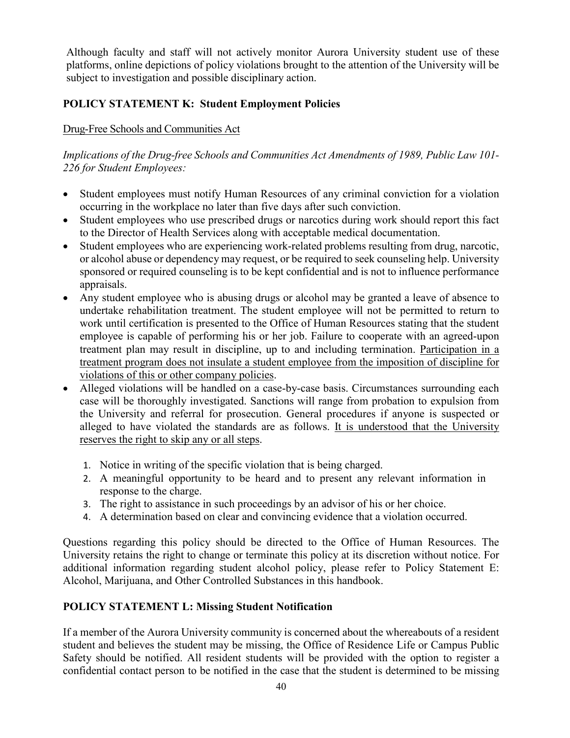Although faculty and staff will not actively monitor Aurora University student use of these platforms, online depictions of policy violations brought to the attention of the University will be subject to investigation and possible disciplinary action.

## POLICY STATEMENT K: Student Employment Policies

Drug-Free Schools and Communities Act

*Implications of the Drug-free Schools and Communities Act Amendments of 1989, Public Law 101-226 for Student Employees:*

- Student employees must notify Human Resources of any criminal conviction for a violation occurring in the workplace no later than five days after such conviction.
- Student employees who use prescribed drugs or narcotics during work should report this fact to the Director of Health Services along with acceptable medical documentation.
- Student employees who are experiencing work-related problems resulting from drug, narcotic, or alcohol abuse or dependency may request, or be required to seek counseling help. University sponsored or required counseling is to be kept confidential and is not to influence performance appraisals.
- Any student employee who is abusing drugs or alcohol may be granted a leave of absence to undertake rehabilitation treatment. The student employee will not be permitted to return to work until certification is presented to the Office of Human Resources stating that the student employee is capable of performing his or her job. Failure to cooperate with an agreed-upon treatment plan may result in discipline, up to and including termination. Participation in a treatment program does not insulate a student employee from the imposition of discipline for violations of this or other company policies.
- Alleged violations will be handled on a case-by-case basis. Circumstances surrounding each case will be thoroughly investigated. Sanctions will range from probation to expulsion from the University and referral for prosecution. General procedures if anyone is suspected or alleged to have violated the standards are as follows. It is understood that the University reserves the right to skip any or all steps.

  1. Notice in writing of the specific violation that is being charged.
  2. A meaningful opportunity to be heard and to present any relevant information in response to the charge.
  3. The right to assistance in such proceedings by an advisor of his or her choice.
  4. A determination based on clear and convincing evidence that a violation occurred.

Questions regarding this policy should be directed to the Office of Human Resources. The University retains the right to change or terminate this policy at its discretion without notice. For additional information regarding student alcohol policy, please refer to Policy Statement E: Alcohol, Marijuana, and Other Controlled Substances in this handbook.

## POLICY STATEMENT L: Missing Student Notification

If a member of the Aurora University community is concerned about the whereabouts of a resident student and believes the student may be missing, the Office of Residence Life or Campus Public Safety should be notified. All resident students will be provided with the option to register a confidential contact person to be notified in the case that the student is determined to be missing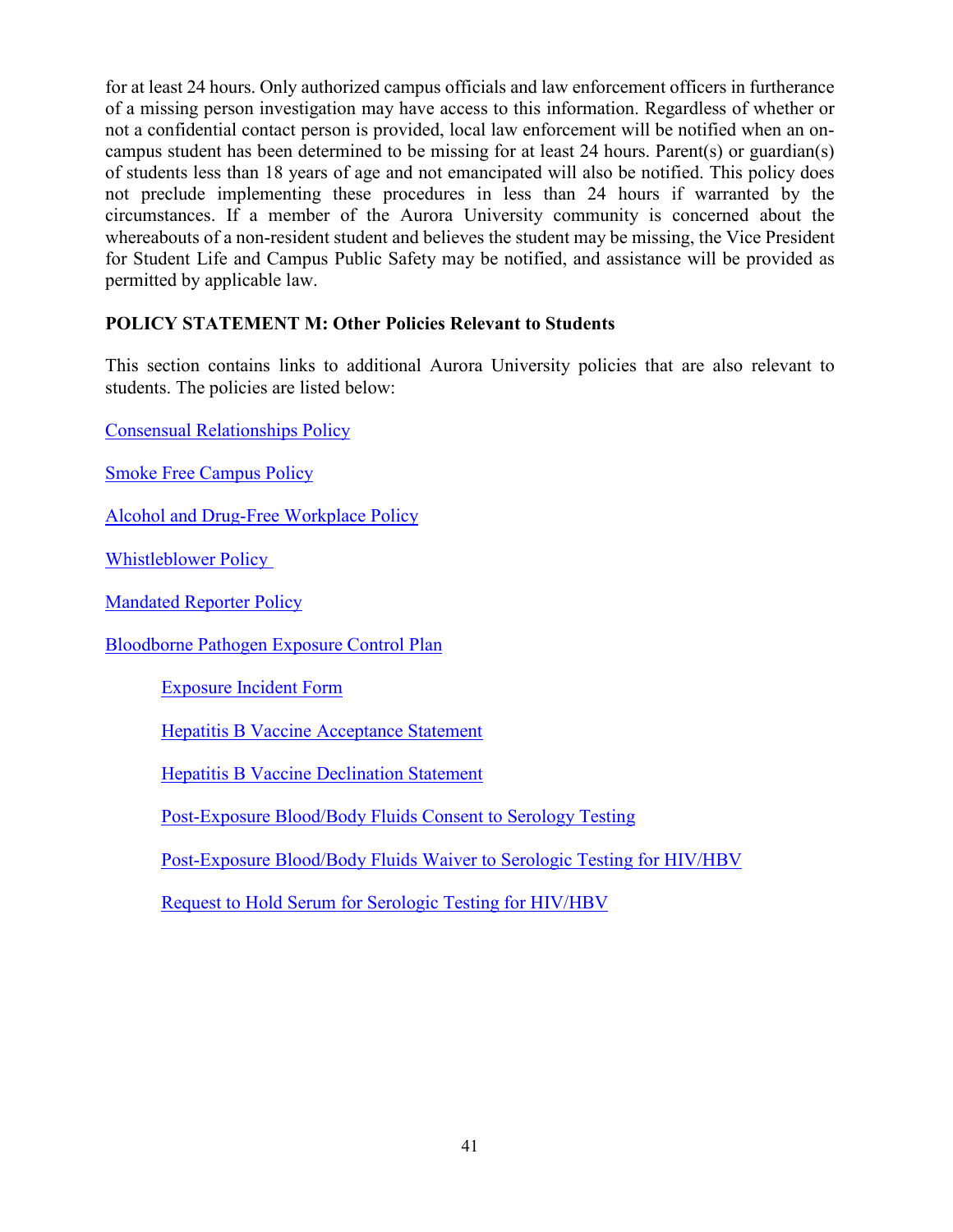for at least 24 hours. Only authorized campus officials and law enforcement officers in furtherance of a missing person investigation may have access to this information. Regardless of whether or not a confidential contact person is provided, local law enforcement will be notified when an on-campus student has been determined to be missing for at least 24 hours. Parent(s) or guardian(s) of students less than 18 years of age and not emancipated will also be notified. This policy does not preclude implementing these procedures in less than 24 hours if warranted by the circumstances. If a member of the Aurora University community is concerned about the whereabouts of a non-resident student and believes the student may be missing, the Vice President for Student Life and Campus Public Safety may be notified, and assistance will be provided as permitted by applicable law.

**POLICY STATEMENT M: Other Policies Relevant to Students**

This section contains links to additional Aurora University policies that are also relevant to students. The policies are listed below:

Consensual Relationships Policy

Smoke Free Campus Policy

Alcohol and Drug-Free Workplace Policy

Whistleblower Policy

Mandated Reporter Policy

Bloodborne Pathogen Exposure Control Plan

- Exposure Incident Form
- Hepatitis B Vaccine Acceptance Statement
- Hepatitis B Vaccine Declination Statement
- Post-Exposure Blood/Body Fluids Consent to Serology Testing
- Post-Exposure Blood/Body Fluids Waiver to Serologic Testing for HIV/HBV
- Request to Hold Serum for Serologic Testing for HIV/HBV